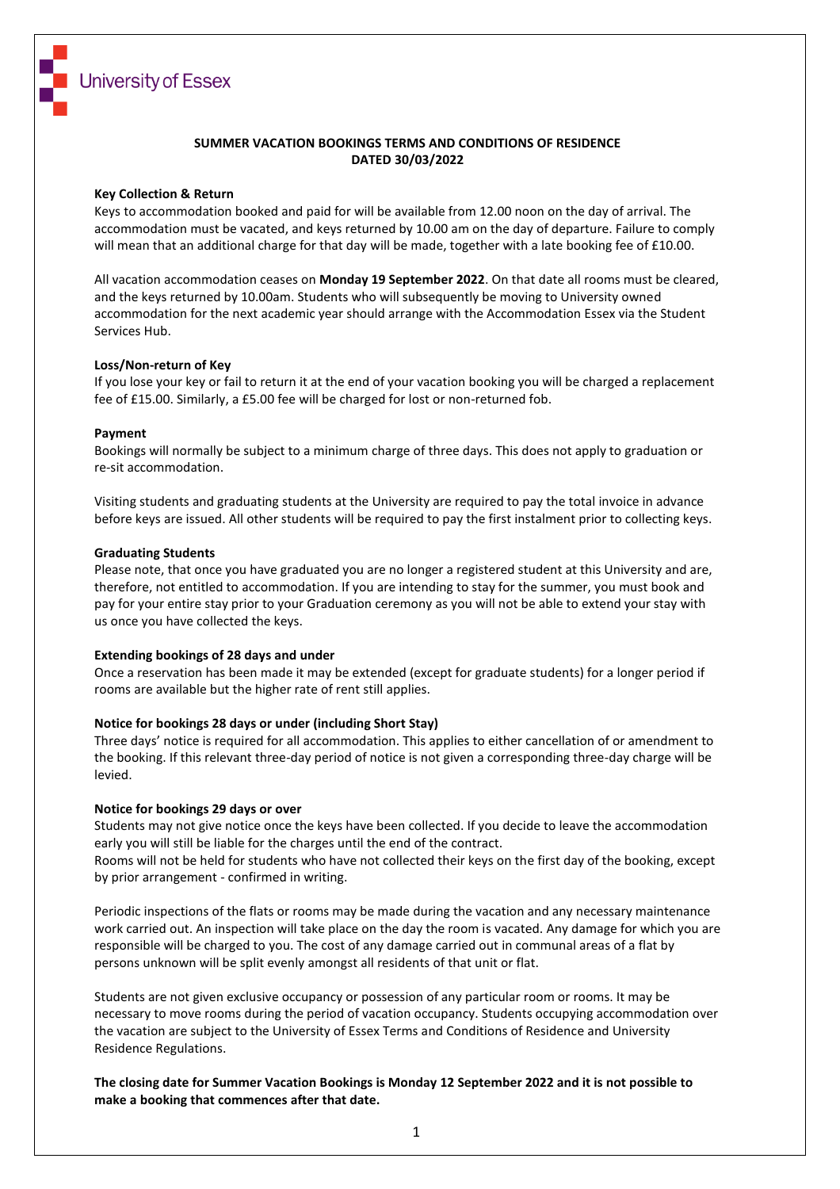University of Essex

# SUMMER VACATION BOOKINGS TERMS AND CONDITIONS OF RESIDENCE DATED 30/03/2022

## Key Collection & Return

Keys to accommodation booked and paid for will be available from 12.00 noon on the day of arrival. The accommodation must be vacated, and keys returned by 10.00 am on the day of departure. Failure to comply will mean that an additional charge for that day will be made, together with a late booking fee of £10.00.

All vacation accommodation ceases on **Monday 19 September 2022**. On that date all rooms must be cleared, and the keys returned by 10.00am. Students who will subsequently be moving to University owned accommodation for the next academic year should arrange with the Accommodation Essex via the Student Services Hub.

## Loss/Non-return of Key

If you lose your key or fail to return it at the end of your vacation booking you will be charged a replacement fee of £15.00. Similarly, a £5.00 fee will be charged for lost or non-returned fob.

## Payment

Bookings will normally be subject to a minimum charge of three days. This does not apply to graduation or re-sit accommodation.

Visiting students and graduating students at the University are required to pay the total invoice in advance before keys are issued. All other students will be required to pay the first instalment prior to collecting keys.

## Graduating Students

Please note, that once you have graduated you are no longer a registered student at this University and are, therefore, not entitled to accommodation. If you are intending to stay for the summer, you must book and pay for your entire stay prior to your Graduation ceremony as you will not be able to extend your stay with us once you have collected the keys.

## Extending bookings of 28 days and under

Once a reservation has been made it may be extended (except for graduate students) for a longer period if rooms are available but the higher rate of rent still applies.

## Notice for bookings 28 days or under (including Short Stay)

Three days' notice is required for all accommodation. This applies to either cancellation of or amendment to the booking. If this relevant three-day period of notice is not given a corresponding three-day charge will be levied.

## Notice for bookings 29 days or over

Students may not give notice once the keys have been collected. If you decide to leave the accommodation early you will still be liable for the charges until the end of the contract.
Rooms will not be held for students who have not collected their keys on the first day of the booking, except by prior arrangement - confirmed in writing.

Periodic inspections of the flats or rooms may be made during the vacation and any necessary maintenance work carried out. An inspection will take place on the day the room is vacated. Any damage for which you are responsible will be charged to you. The cost of any damage carried out in communal areas of a flat by persons unknown will be split evenly amongst all residents of that unit or flat.

Students are not given exclusive occupancy or possession of any particular room or rooms. It may be necessary to move rooms during the period of vacation occupancy. Students occupying accommodation over the vacation are subject to the University of Essex Terms and Conditions of Residence and University Residence Regulations.

**The closing date for Summer Vacation Bookings is Monday 12 September 2022 and it is not possible to make a booking that commences after that date.**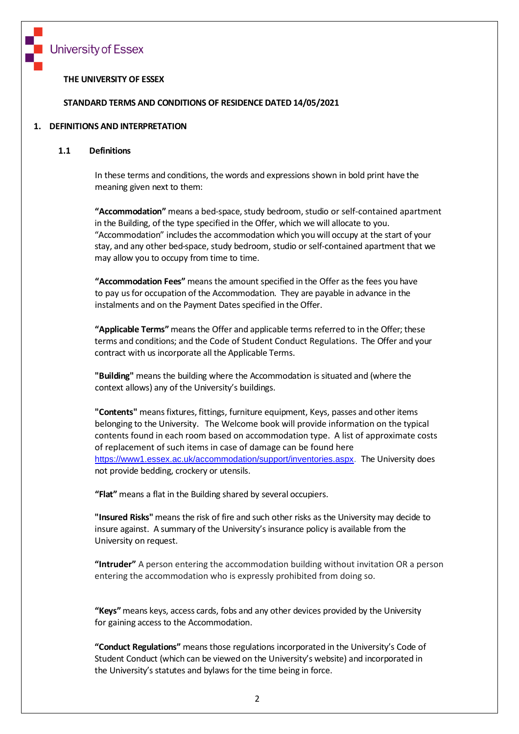University of Essex

**THE UNIVERSITY OF ESSEX**

**STANDARD TERMS AND CONDITIONS OF RESIDENCE DATED 14/05/2021**

## 1. DEFINITIONS AND INTERPRETATION

### 1.1 Definitions

In these terms and conditions, the words and expressions shown in bold print have the meaning given next to them:

**"Accommodation"** means a bed-space, study bedroom, studio or self-contained apartment in the Building, of the type specified in the Offer, which we will allocate to you. "Accommodation" includes the accommodation which you will occupy at the start of your stay, and any other bed-space, study bedroom, studio or self-contained apartment that we may allow you to occupy from time to time.

**"Accommodation Fees"** means the amount specified in the Offer as the fees you have to pay us for occupation of the Accommodation. They are payable in advance in the instalments and on the Payment Dates specified in the Offer.

**"Applicable Terms"** means the Offer and applicable terms referred to in the Offer; these terms and conditions; and the Code of Student Conduct Regulations. The Offer and your contract with us incorporate all the Applicable Terms.

**"Building"** means the building where the Accommodation is situated and (where the context allows) any of the University's buildings.

**"Contents"** means fixtures, fittings, furniture equipment, Keys, passes and other items belonging to the University. The Welcome book will provide information on the typical contents found in each room based on accommodation type. A list of approximate costs of replacement of such items in case of damage can be found here https://www1.essex.ac.uk/accommodation/support/inventories.aspx. The University does not provide bedding, crockery or utensils.

**"Flat"** means a flat in the Building shared by several occupiers.

**"Insured Risks"** means the risk of fire and such other risks as the University may decide to insure against. A summary of the University's insurance policy is available from the University on request.

**"Intruder"** A person entering the accommodation building without invitation OR a person entering the accommodation who is expressly prohibited from doing so.

**"Keys"** means keys, access cards, fobs and any other devices provided by the University for gaining access to the Accommodation.

**"Conduct Regulations"** means those regulations incorporated in the University's Code of Student Conduct (which can be viewed on the University's website) and incorporated in the University's statutes and bylaws for the time being in force.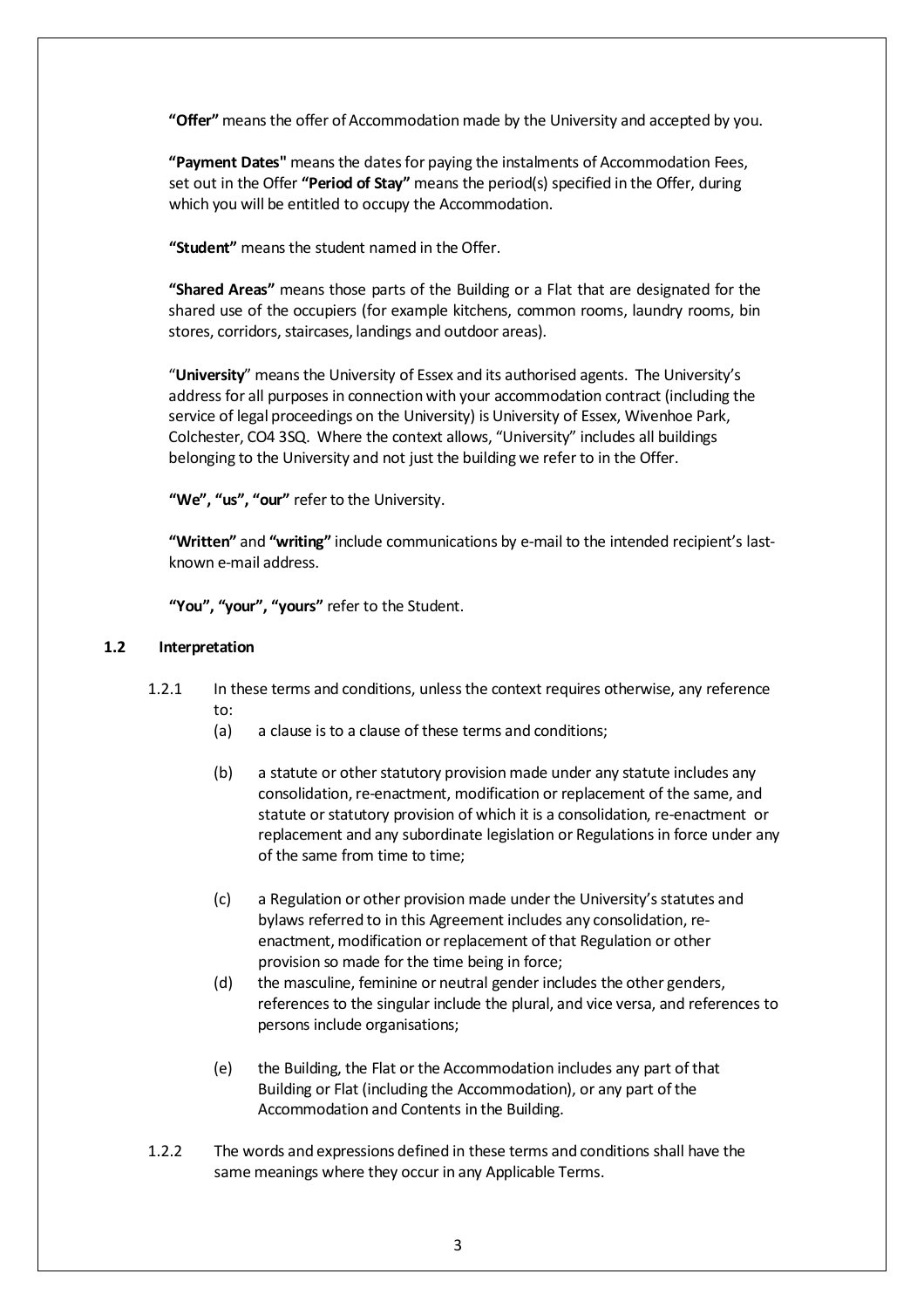**"Offer"** means the offer of Accommodation made by the University and accepted by you.

**"Payment Dates"** means the dates for paying the instalments of Accommodation Fees, set out in the Offer **"Period of Stay"** means the period(s) specified in the Offer, during which you will be entitled to occupy the Accommodation.

**"Student"** means the student named in the Offer.

**"Shared Areas"** means those parts of the Building or a Flat that are designated for the shared use of the occupiers (for example kitchens, common rooms, laundry rooms, bin stores, corridors, staircases, landings and outdoor areas).

"**University**" means the University of Essex and its authorised agents. The University's address for all purposes in connection with your accommodation contract (including the service of legal proceedings on the University) is University of Essex, Wivenhoe Park, Colchester, CO4 3SQ. Where the context allows, "University" includes all buildings belonging to the University and not just the building we refer to in the Offer.

**"We", "us", "our"** refer to the University.

**"Written"** and **"writing"** include communications by e-mail to the intended recipient's last-known e-mail address.

**"You", "your", "yours"** refer to the Student.

**1.2 Interpretation**

1.2.1 In these terms and conditions, unless the context requires otherwise, any reference to:

(a) a clause is to a clause of these terms and conditions;

(b) a statute or other statutory provision made under any statute includes any consolidation, re-enactment, modification or replacement of the same, and statute or statutory provision of which it is a consolidation, re-enactment or replacement and any subordinate legislation or Regulations in force under any of the same from time to time;

(c) a Regulation or other provision made under the University's statutes and bylaws referred to in this Agreement includes any consolidation, re-enactment, modification or replacement of that Regulation or other provision so made for the time being in force;

(d) the masculine, feminine or neutral gender includes the other genders, references to the singular include the plural, and vice versa, and references to persons include organisations;

(e) the Building, the Flat or the Accommodation includes any part of that Building or Flat (including the Accommodation), or any part of the Accommodation and Contents in the Building.

1.2.2 The words and expressions defined in these terms and conditions shall have the same meanings where they occur in any Applicable Terms.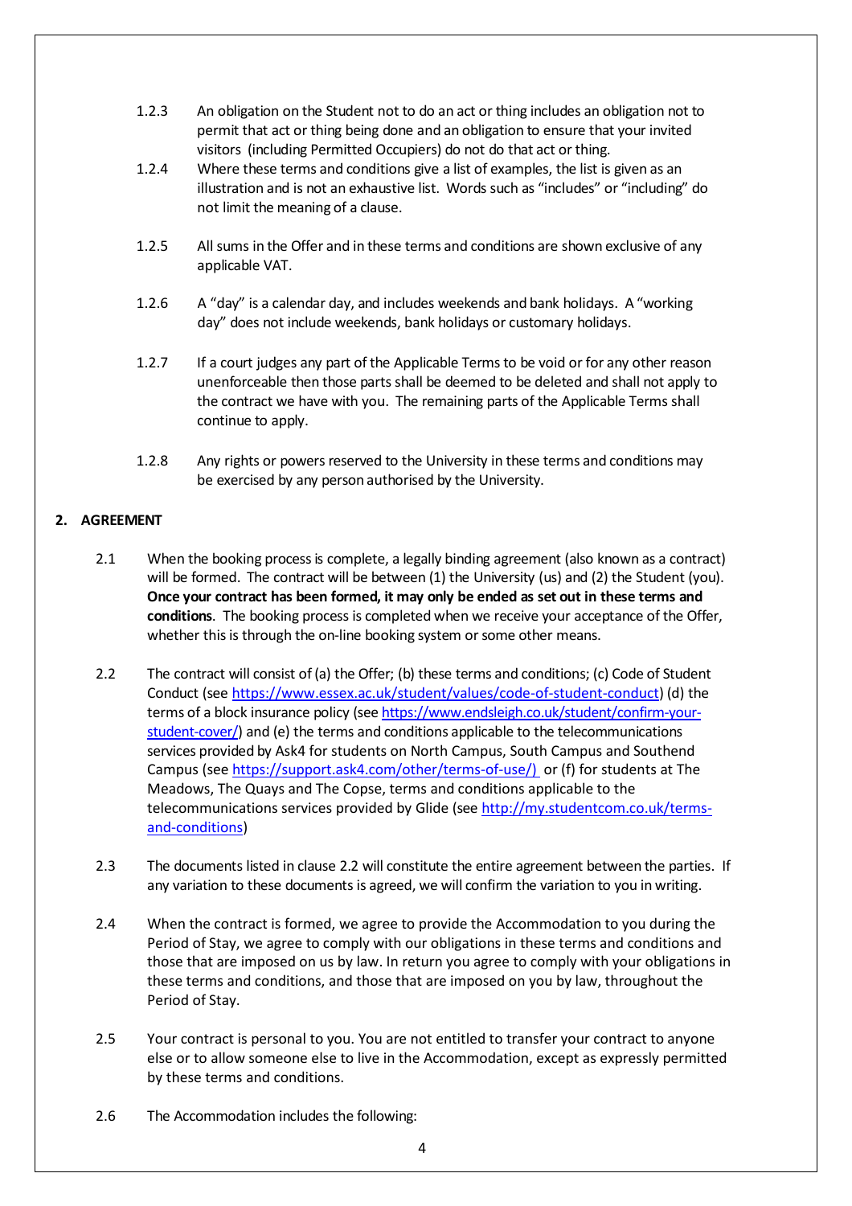1.2.3 An obligation on the Student not to do an act or thing includes an obligation not to permit that act or thing being done and an obligation to ensure that your invited visitors (including Permitted Occupiers) do not do that act or thing.

1.2.4 Where these terms and conditions give a list of examples, the list is given as an illustration and is not an exhaustive list. Words such as "includes" or "including" do not limit the meaning of a clause.

1.2.5 All sums in the Offer and in these terms and conditions are shown exclusive of any applicable VAT.

1.2.6 A "day" is a calendar day, and includes weekends and bank holidays. A "working day" does not include weekends, bank holidays or customary holidays.

1.2.7 If a court judges any part of the Applicable Terms to be void or for any other reason unenforceable then those parts shall be deemed to be deleted and shall not apply to the contract we have with you. The remaining parts of the Applicable Terms shall continue to apply.

1.2.8 Any rights or powers reserved to the University in these terms and conditions may be exercised by any person authorised by the University.

## 2. AGREEMENT

2.1 When the booking process is complete, a legally binding agreement (also known as a contract) will be formed. The contract will be between (1) the University (us) and (2) the Student (you). **Once your contract has been formed, it may only be ended as set out in these terms and conditions**. The booking process is completed when we receive your acceptance of the Offer, whether this is through the on-line booking system or some other means.

2.2 The contract will consist of (a) the Offer; (b) these terms and conditions; (c) Code of Student Conduct (see https://www.essex.ac.uk/student/values/code-of-student-conduct) (d) the terms of a block insurance policy (see https://www.endsleigh.co.uk/student/confirm-your-student-cover/) and (e) the terms and conditions applicable to the telecommunications services provided by Ask4 for students on North Campus, South Campus and Southend Campus (see https://support.ask4.com/other/terms-of-use/) or (f) for students at The Meadows, The Quays and The Copse, terms and conditions applicable to the telecommunications services provided by Glide (see http://my.studentcom.co.uk/terms-and-conditions)

2.3 The documents listed in clause 2.2 will constitute the entire agreement between the parties. If any variation to these documents is agreed, we will confirm the variation to you in writing.

2.4 When the contract is formed, we agree to provide the Accommodation to you during the Period of Stay, we agree to comply with our obligations in these terms and conditions and those that are imposed on us by law. In return you agree to comply with your obligations in these terms and conditions, and those that are imposed on you by law, throughout the Period of Stay.

2.5 Your contract is personal to you. You are not entitled to transfer your contract to anyone else or to allow someone else to live in the Accommodation, except as expressly permitted by these terms and conditions.

2.6 The Accommodation includes the following: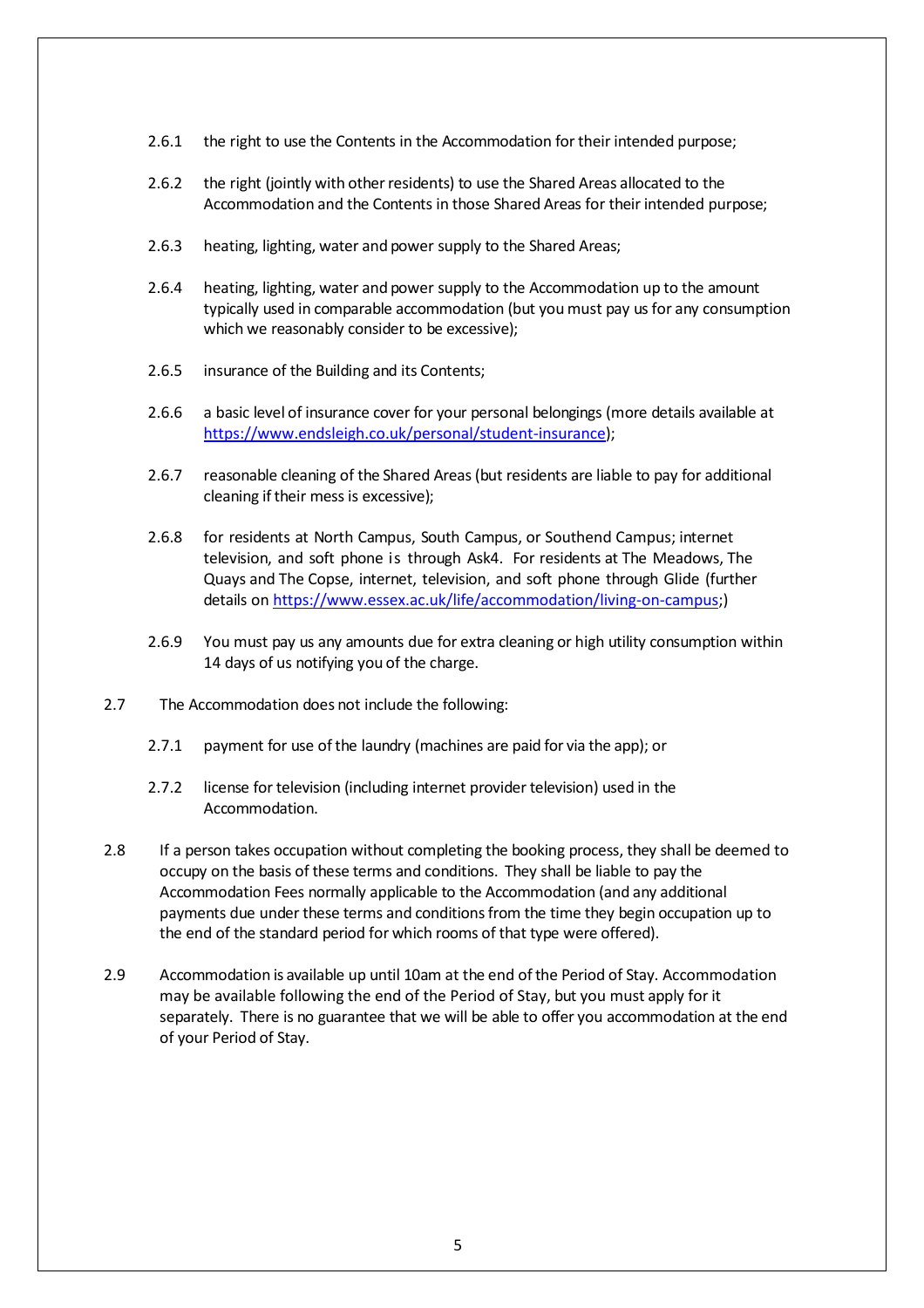2.6.1 the right to use the Contents in the Accommodation for their intended purpose;

2.6.2 the right (jointly with other residents) to use the Shared Areas allocated to the Accommodation and the Contents in those Shared Areas for their intended purpose;

2.6.3 heating, lighting, water and power supply to the Shared Areas;

2.6.4 heating, lighting, water and power supply to the Accommodation up to the amount typically used in comparable accommodation (but you must pay us for any consumption which we reasonably consider to be excessive);

2.6.5 insurance of the Building and its Contents;

2.6.6 a basic level of insurance cover for your personal belongings (more details available at [https://www.endsleigh.co.uk/personal/student-insurance](https://www.endsleigh.co.uk/personal/student-insurance));

2.6.7 reasonable cleaning of the Shared Areas (but residents are liable to pay for additional cleaning if their mess is excessive);

2.6.8 for residents at North Campus, South Campus, or Southend Campus; internet television, and soft phone is through Ask4. For residents at The Meadows, The Quays and The Copse, internet, television, and soft phone through Glide (further details on [https://www.essex.ac.uk/life/accommodation/living-on-campus](https://www.essex.ac.uk/life/accommodation/living-on-campus);)

2.6.9 You must pay us any amounts due for extra cleaning or high utility consumption within 14 days of us notifying you of the charge.

2.7 The Accommodation does not include the following:

2.7.1 payment for use of the laundry (machines are paid for via the app); or

2.7.2 license for television (including internet provider television) used in the Accommodation.

2.8 If a person takes occupation without completing the booking process, they shall be deemed to occupy on the basis of these terms and conditions. They shall be liable to pay the Accommodation Fees normally applicable to the Accommodation (and any additional payments due under these terms and conditions from the time they begin occupation up to the end of the standard period for which rooms of that type were offered).

2.9 Accommodation is available up until 10am at the end of the Period of Stay. Accommodation may be available following the end of the Period of Stay, but you must apply for it separately. There is no guarantee that we will be able to offer you accommodation at the end of your Period of Stay.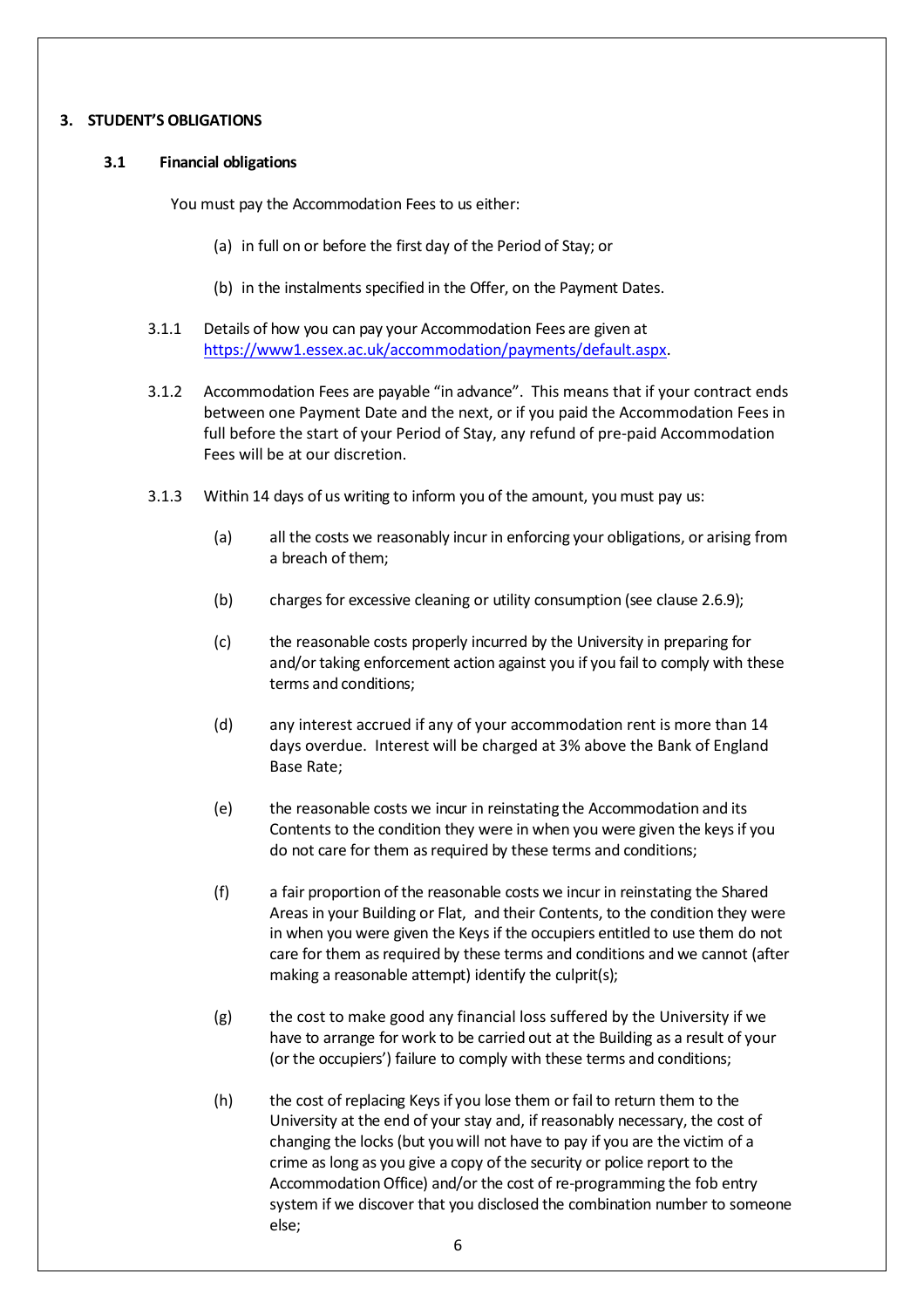## 3. STUDENT'S OBLIGATIONS

### 3.1 Financial obligations

You must pay the Accommodation Fees to us either:

(a) in full on or before the first day of the Period of Stay; or

(b) in the instalments specified in the Offer, on the Payment Dates.

3.1.1 Details of how you can pay your Accommodation Fees are given at [https://www1.essex.ac.uk/accommodation/payments/default.aspx](https://www1.essex.ac.uk/accommodation/payments/default.aspx).

3.1.2 Accommodation Fees are payable "in advance". This means that if your contract ends between one Payment Date and the next, or if you paid the Accommodation Fees in full before the start of your Period of Stay, any refund of pre-paid Accommodation Fees will be at our discretion.

3.1.3 Within 14 days of us writing to inform you of the amount, you must pay us:

(a) all the costs we reasonably incur in enforcing your obligations, or arising from a breach of them;

(b) charges for excessive cleaning or utility consumption (see clause 2.6.9);

(c) the reasonable costs properly incurred by the University in preparing for and/or taking enforcement action against you if you fail to comply with these terms and conditions;

(d) any interest accrued if any of your accommodation rent is more than 14 days overdue. Interest will be charged at 3% above the Bank of England Base Rate;

(e) the reasonable costs we incur in reinstating the Accommodation and its Contents to the condition they were in when you were given the keys if you do not care for them as required by these terms and conditions;

(f) a fair proportion of the reasonable costs we incur in reinstating the Shared Areas in your Building or Flat, and their Contents, to the condition they were in when you were given the Keys if the occupiers entitled to use them do not care for them as required by these terms and conditions and we cannot (after making a reasonable attempt) identify the culprit(s);

(g) the cost to make good any financial loss suffered by the University if we have to arrange for work to be carried out at the Building as a result of your (or the occupiers') failure to comply with these terms and conditions;

(h) the cost of replacing Keys if you lose them or fail to return them to the University at the end of your stay and, if reasonably necessary, the cost of changing the locks (but you will not have to pay if you are the victim of a crime as long as you give a copy of the security or police report to the Accommodation Office) and/or the cost of re-programming the fob entry system if we discover that you disclosed the combination number to someone else;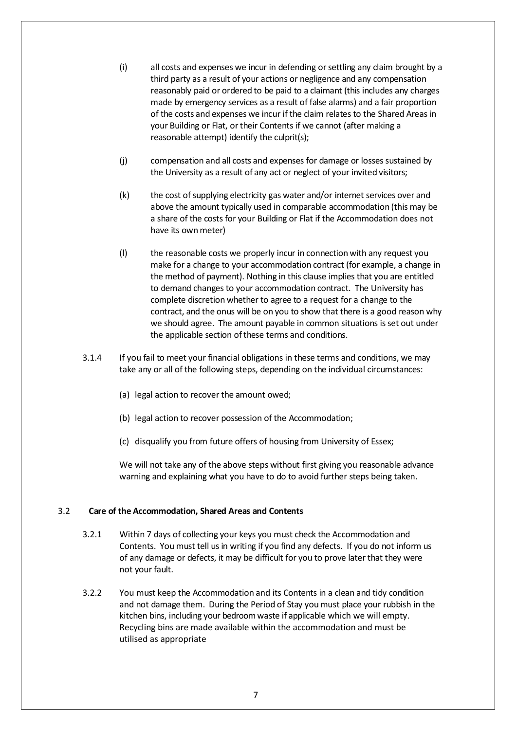(i) all costs and expenses we incur in defending or settling any claim brought by a third party as a result of your actions or negligence and any compensation reasonably paid or ordered to be paid to a claimant (this includes any charges made by emergency services as a result of false alarms) and a fair proportion of the costs and expenses we incur if the claim relates to the Shared Areas in your Building or Flat, or their Contents if we cannot (after making a reasonable attempt) identify the culprit(s);

(j) compensation and all costs and expenses for damage or losses sustained by the University as a result of any act or neglect of your invited visitors;

(k) the cost of supplying electricity gas water and/or internet services over and above the amount typically used in comparable accommodation (this may be a share of the costs for your Building or Flat if the Accommodation does not have its own meter)

(l) the reasonable costs we properly incur in connection with any request you make for a change to your accommodation contract (for example, a change in the method of payment). Nothing in this clause implies that you are entitled to demand changes to your accommodation contract. The University has complete discretion whether to agree to a request for a change to the contract, and the onus will be on you to show that there is a good reason why we should agree. The amount payable in common situations is set out under the applicable section of these terms and conditions.

3.1.4 If you fail to meet your financial obligations in these terms and conditions, we may take any or all of the following steps, depending on the individual circumstances:

(a) legal action to recover the amount owed;

(b) legal action to recover possession of the Accommodation;

(c) disqualify you from future offers of housing from University of Essex;

We will not take any of the above steps without first giving you reasonable advance warning and explaining what you have to do to avoid further steps being taken.

3.2 **Care of the Accommodation, Shared Areas and Contents**

3.2.1 Within 7 days of collecting your keys you must check the Accommodation and Contents. You must tell us in writing if you find any defects. If you do not inform us of any damage or defects, it may be difficult for you to prove later that they were not your fault.

3.2.2 You must keep the Accommodation and its Contents in a clean and tidy condition and not damage them. During the Period of Stay you must place your rubbish in the kitchen bins, including your bedroom waste if applicable which we will empty. Recycling bins are made available within the accommodation and must be utilised as appropriate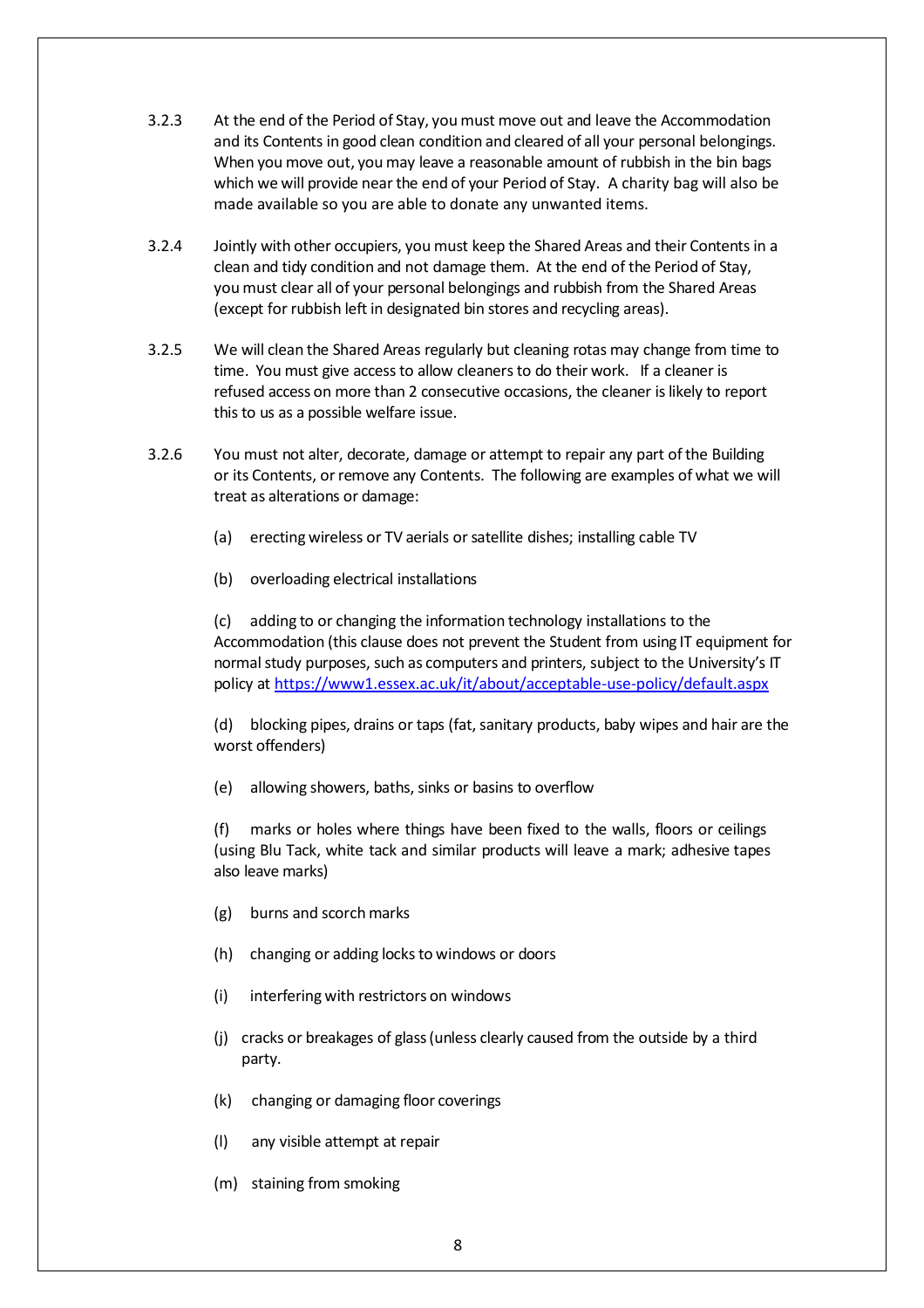3.2.3 At the end of the Period of Stay, you must move out and leave the Accommodation and its Contents in good clean condition and cleared of all your personal belongings. When you move out, you may leave a reasonable amount of rubbish in the bin bags which we will provide near the end of your Period of Stay. A charity bag will also be made available so you are able to donate any unwanted items.

3.2.4 Jointly with other occupiers, you must keep the Shared Areas and their Contents in a clean and tidy condition and not damage them. At the end of the Period of Stay, you must clear all of your personal belongings and rubbish from the Shared Areas (except for rubbish left in designated bin stores and recycling areas).

3.2.5 We will clean the Shared Areas regularly but cleaning rotas may change from time to time. You must give access to allow cleaners to do their work. If a cleaner is refused access on more than 2 consecutive occasions, the cleaner is likely to report this to us as a possible welfare issue.

3.2.6 You must not alter, decorate, damage or attempt to repair any part of the Building or its Contents, or remove any Contents. The following are examples of what we will treat as alterations or damage:

(a) erecting wireless or TV aerials or satellite dishes; installing cable TV

(b) overloading electrical installations

(c) adding to or changing the information technology installations to the Accommodation (this clause does not prevent the Student from using IT equipment for normal study purposes, such as computers and printers, subject to the University's IT policy at [https://www1.essex.ac.uk/it/about/acceptable-use-policy/default.aspx](https://www1.essex.ac.uk/it/about/acceptable-use-policy/default.aspx)

(d) blocking pipes, drains or taps (fat, sanitary products, baby wipes and hair are the worst offenders)

(e) allowing showers, baths, sinks or basins to overflow

(f) marks or holes where things have been fixed to the walls, floors or ceilings (using Blu Tack, white tack and similar products will leave a mark; adhesive tapes also leave marks)

(g) burns and scorch marks

(h) changing or adding locks to windows or doors

(i) interfering with restrictors on windows

(j) cracks or breakages of glass (unless clearly caused from the outside by a third party.

(k) changing or damaging floor coverings

(l) any visible attempt at repair

(m) staining from smoking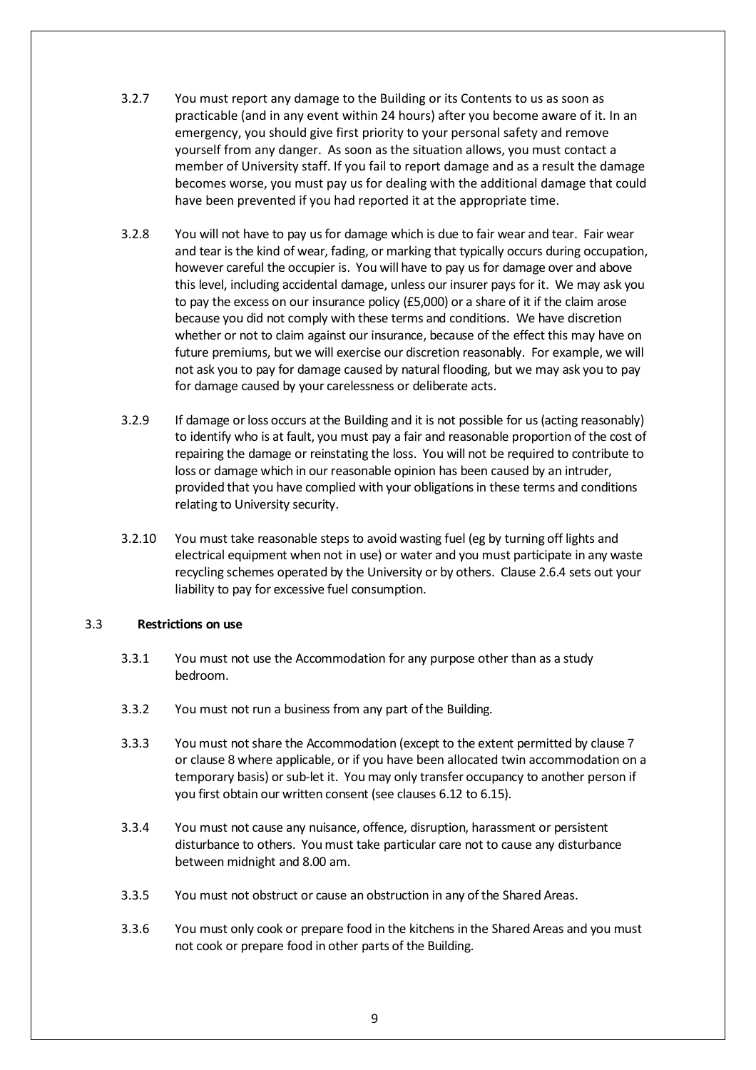3.2.7 You must report any damage to the Building or its Contents to us as soon as practicable (and in any event within 24 hours) after you become aware of it. In an emergency, you should give first priority to your personal safety and remove yourself from any danger. As soon as the situation allows, you must contact a member of University staff. If you fail to report damage and as a result the damage becomes worse, you must pay us for dealing with the additional damage that could have been prevented if you had reported it at the appropriate time.

3.2.8 You will not have to pay us for damage which is due to fair wear and tear. Fair wear and tear is the kind of wear, fading, or marking that typically occurs during occupation, however careful the occupier is. You will have to pay us for damage over and above this level, including accidental damage, unless our insurer pays for it. We may ask you to pay the excess on our insurance policy (£5,000) or a share of it if the claim arose because you did not comply with these terms and conditions. We have discretion whether or not to claim against our insurance, because of the effect this may have on future premiums, but we will exercise our discretion reasonably. For example, we will not ask you to pay for damage caused by natural flooding, but we may ask you to pay for damage caused by your carelessness or deliberate acts.

3.2.9 If damage or loss occurs at the Building and it is not possible for us (acting reasonably) to identify who is at fault, you must pay a fair and reasonable proportion of the cost of repairing the damage or reinstating the loss. You will not be required to contribute to loss or damage which in our reasonable opinion has been caused by an intruder, provided that you have complied with your obligations in these terms and conditions relating to University security.

3.2.10 You must take reasonable steps to avoid wasting fuel (eg by turning off lights and electrical equipment when not in use) or water and you must participate in any waste recycling schemes operated by the University or by others. Clause 2.6.4 sets out your liability to pay for excessive fuel consumption.

### 3.3 **Restrictions on use**

3.3.1 You must not use the Accommodation for any purpose other than as a study bedroom.

3.3.2 You must not run a business from any part of the Building.

3.3.3 You must not share the Accommodation (except to the extent permitted by clause 7 or clause 8 where applicable, or if you have been allocated twin accommodation on a temporary basis) or sub-let it. You may only transfer occupancy to another person if you first obtain our written consent (see clauses 6.12 to 6.15).

3.3.4 You must not cause any nuisance, offence, disruption, harassment or persistent disturbance to others. You must take particular care not to cause any disturbance between midnight and 8.00 am.

3.3.5 You must not obstruct or cause an obstruction in any of the Shared Areas.

3.3.6 You must only cook or prepare food in the kitchens in the Shared Areas and you must not cook or prepare food in other parts of the Building.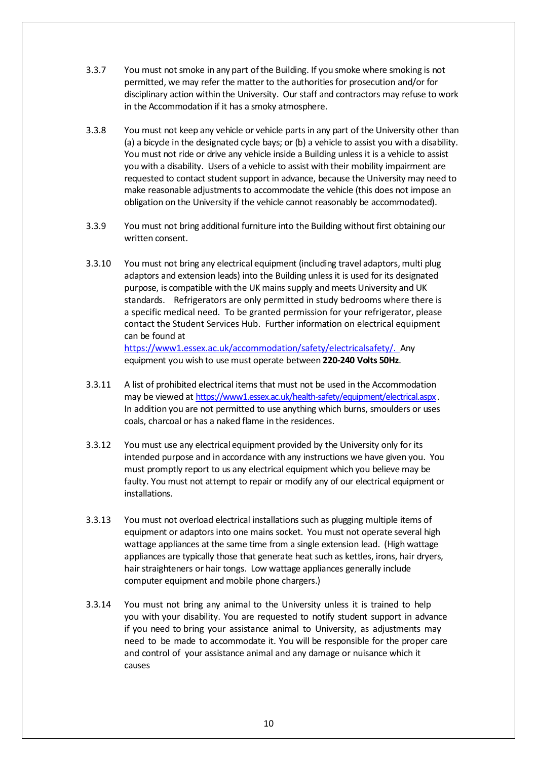3.3.7 You must not smoke in any part of the Building. If you smoke where smoking is not permitted, we may refer the matter to the authorities for prosecution and/or for disciplinary action within the University. Our staff and contractors may refuse to work in the Accommodation if it has a smoky atmosphere.

3.3.8 You must not keep any vehicle or vehicle parts in any part of the University other than (a) a bicycle in the designated cycle bays; or (b) a vehicle to assist you with a disability. You must not ride or drive any vehicle inside a Building unless it is a vehicle to assist you with a disability. Users of a vehicle to assist with their mobility impairment are requested to contact student support in advance, because the University may need to make reasonable adjustments to accommodate the vehicle (this does not impose an obligation on the University if the vehicle cannot reasonably be accommodated).

3.3.9 You must not bring additional furniture into the Building without first obtaining our written consent.

3.3.10 You must not bring any electrical equipment (including travel adaptors, multi plug adaptors and extension leads) into the Building unless it is used for its designated purpose, is compatible with the UK mains supply and meets University and UK standards. Refrigerators are only permitted in study bedrooms where there is a specific medical need. To be granted permission for your refrigerator, please contact the Student Services Hub. Further information on electrical equipment can be found at https://www1.essex.ac.uk/accommodation/safety/electricalsafety/. Any equipment you wish to use must operate between **220-240 Volts 50Hz**.

3.3.11 A list of prohibited electrical items that must not be used in the Accommodation may be viewed at https://www1.essex.ac.uk/health-safety/equipment/electrical.aspx. In addition you are not permitted to use anything which burns, smoulders or uses coals, charcoal or has a naked flame in the residences.

3.3.12 You must use any electrical equipment provided by the University only for its intended purpose and in accordance with any instructions we have given you. You must promptly report to us any electrical equipment which you believe may be faulty. You must not attempt to repair or modify any of our electrical equipment or installations.

3.3.13 You must not overload electrical installations such as plugging multiple items of equipment or adaptors into one mains socket. You must not operate several high wattage appliances at the same time from a single extension lead. (High wattage appliances are typically those that generate heat such as kettles, irons, hair dryers, hair straighteners or hair tongs. Low wattage appliances generally include computer equipment and mobile phone chargers.)

3.3.14 You must not bring any animal to the University unless it is trained to help you with your disability. You are requested to notify student support in advance if you need to bring your assistance animal to University, as adjustments may need to be made to accommodate it. You will be responsible for the proper care and control of your assistance animal and any damage or nuisance which it causes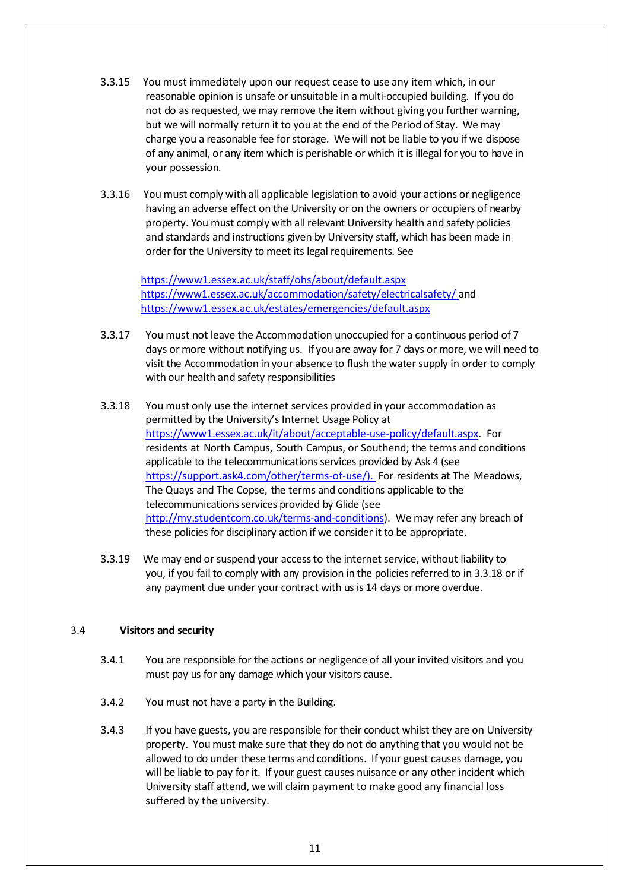3.3.15 You must immediately upon our request cease to use any item which, in our reasonable opinion is unsafe or unsuitable in a multi-occupied building. If you do not do as requested, we may remove the item without giving you further warning, but we will normally return it to you at the end of the Period of Stay. We may charge you a reasonable fee for storage. We will not be liable to you if we dispose of any animal, or any item which is perishable or which it is illegal for you to have in your possession.

3.3.16 You must comply with all applicable legislation to avoid your actions or negligence having an adverse effect on the University or on the owners or occupiers of nearby property. You must comply with all relevant University health and safety policies and standards and instructions given by University staff, which has been made in order for the University to meet its legal requirements. See

https://www1.essex.ac.uk/staff/ohs/about/default.aspx
https://www1.essex.ac.uk/accommodation/safety/electricalsafety/ and
https://www1.essex.ac.uk/estates/emergencies/default.aspx

3.3.17 You must not leave the Accommodation unoccupied for a continuous period of 7 days or more without notifying us. If you are away for 7 days or more, we will need to visit the Accommodation in your absence to flush the water supply in order to comply with our health and safety responsibilities

3.3.18 You must only use the internet services provided in your accommodation as permitted by the University's Internet Usage Policy at https://www1.essex.ac.uk/it/about/acceptable-use-policy/default.aspx. For residents at North Campus, South Campus, or Southend; the terms and conditions applicable to the telecommunications services provided by Ask 4 (see https://support.ask4.com/other/terms-of-use/). For residents at The Meadows, The Quays and The Copse, the terms and conditions applicable to the telecommunications services provided by Glide (see http://my.studentcom.co.uk/terms-and-conditions). We may refer any breach of these policies for disciplinary action if we consider it to be appropriate.

3.3.19 We may end or suspend your access to the internet service, without liability to you, if you fail to comply with any provision in the policies referred to in 3.3.18 or if any payment due under your contract with us is 14 days or more overdue.

### 3.4 Visitors and security

3.4.1 You are responsible for the actions or negligence of all your invited visitors and you must pay us for any damage which your visitors cause.

3.4.2 You must not have a party in the Building.

3.4.3 If you have guests, you are responsible for their conduct whilst they are on University property. You must make sure that they do not do anything that you would not be allowed to do under these terms and conditions. If your guest causes damage, you will be liable to pay for it. If your guest causes nuisance or any other incident which University staff attend, we will claim payment to make good any financial loss suffered by the university.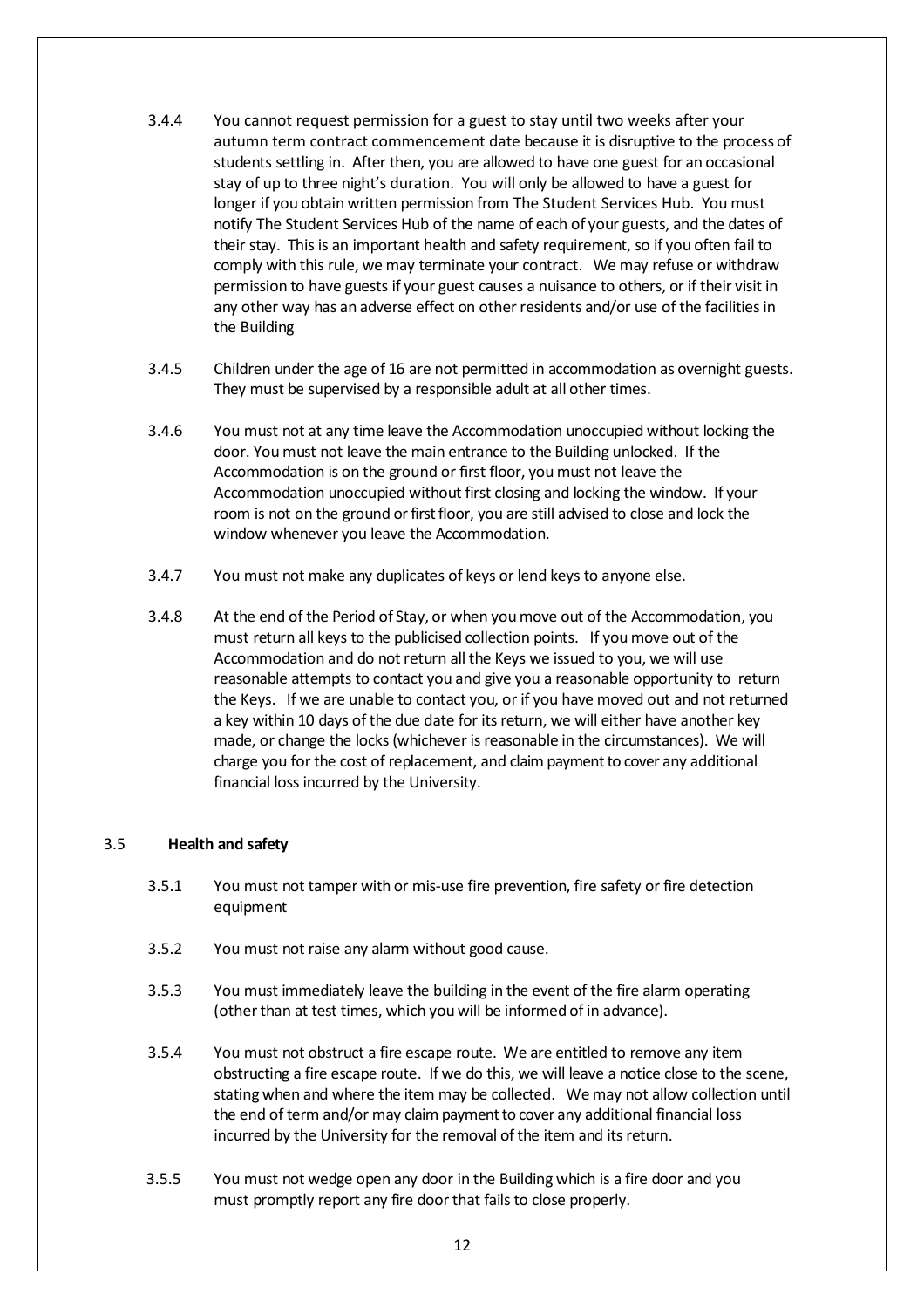3.4.4 You cannot request permission for a guest to stay until two weeks after your autumn term contract commencement date because it is disruptive to the process of students settling in. After then, you are allowed to have one guest for an occasional stay of up to three night's duration. You will only be allowed to have a guest for longer if you obtain written permission from The Student Services Hub. You must notify The Student Services Hub of the name of each of your guests, and the dates of their stay. This is an important health and safety requirement, so if you often fail to comply with this rule, we may terminate your contract. We may refuse or withdraw permission to have guests if your guest causes a nuisance to others, or if their visit in any other way has an adverse effect on other residents and/or use of the facilities in the Building

3.4.5 Children under the age of 16 are not permitted in accommodation as overnight guests. They must be supervised by a responsible adult at all other times.

3.4.6 You must not at any time leave the Accommodation unoccupied without locking the door. You must not leave the main entrance to the Building unlocked. If the Accommodation is on the ground or first floor, you must not leave the Accommodation unoccupied without first closing and locking the window. If your room is not on the ground or first floor, you are still advised to close and lock the window whenever you leave the Accommodation.

3.4.7 You must not make any duplicates of keys or lend keys to anyone else.

3.4.8 At the end of the Period of Stay, or when you move out of the Accommodation, you must return all keys to the publicised collection points. If you move out of the Accommodation and do not return all the Keys we issued to you, we will use reasonable attempts to contact you and give you a reasonable opportunity to return the Keys. If we are unable to contact you, or if you have moved out and not returned a key within 10 days of the due date for its return, we will either have another key made, or change the locks (whichever is reasonable in the circumstances). We will charge you for the cost of replacement, and claim payment to cover any additional financial loss incurred by the University.

### 3.5 Health and safety

3.5.1 You must not tamper with or mis-use fire prevention, fire safety or fire detection equipment

3.5.2 You must not raise any alarm without good cause.

3.5.3 You must immediately leave the building in the event of the fire alarm operating (other than at test times, which you will be informed of in advance).

3.5.4 You must not obstruct a fire escape route. We are entitled to remove any item obstructing a fire escape route. If we do this, we will leave a notice close to the scene, stating when and where the item may be collected. We may not allow collection until the end of term and/or may claim payment to cover any additional financial loss incurred by the University for the removal of the item and its return.

3.5.5 You must not wedge open any door in the Building which is a fire door and you must promptly report any fire door that fails to close properly.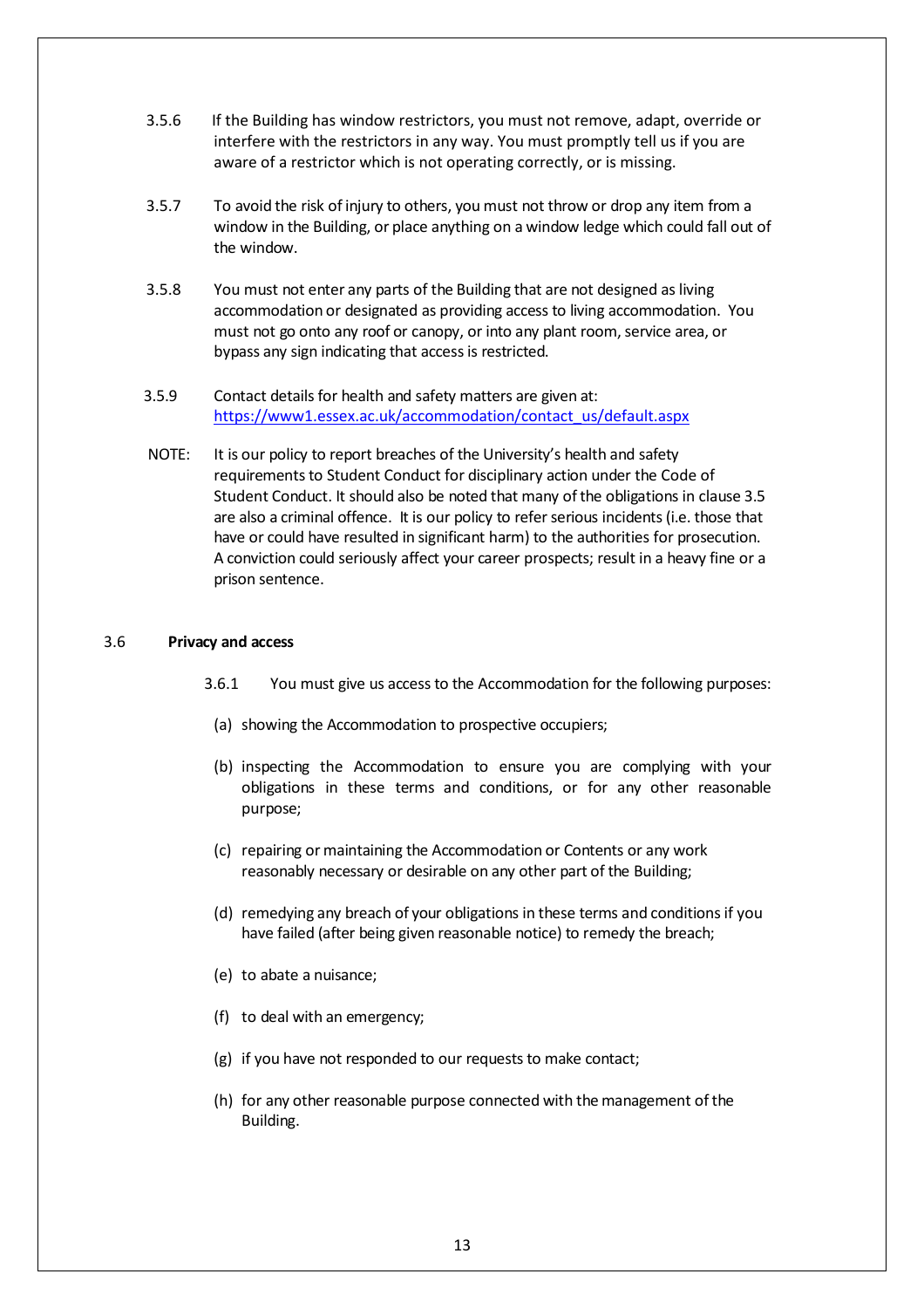3.5.6 If the Building has window restrictors, you must not remove, adapt, override or interfere with the restrictors in any way. You must promptly tell us if you are aware of a restrictor which is not operating correctly, or is missing.

3.5.7 To avoid the risk of injury to others, you must not throw or drop any item from a window in the Building, or place anything on a window ledge which could fall out of the window.

3.5.8 You must not enter any parts of the Building that are not designed as living accommodation or designated as providing access to living accommodation. You must not go onto any roof or canopy, or into any plant room, service area, or bypass any sign indicating that access is restricted.

3.5.9 Contact details for health and safety matters are given at: [https://www1.essex.ac.uk/accommodation/contact_us/default.aspx](https://www1.essex.ac.uk/accommodation/contact_us/default.aspx)

NOTE: It is our policy to report breaches of the University's health and safety requirements to Student Conduct for disciplinary action under the Code of Student Conduct. It should also be noted that many of the obligations in clause 3.5 are also a criminal offence. It is our policy to refer serious incidents (i.e. those that have or could have resulted in significant harm) to the authorities for prosecution. A conviction could seriously affect your career prospects; result in a heavy fine or a prison sentence.

### 3.6 Privacy and access

3.6.1 You must give us access to the Accommodation for the following purposes:

(a) showing the Accommodation to prospective occupiers;

(b) inspecting the Accommodation to ensure you are complying with your obligations in these terms and conditions, or for any other reasonable purpose;

(c) repairing or maintaining the Accommodation or Contents or any work reasonably necessary or desirable on any other part of the Building;

(d) remedying any breach of your obligations in these terms and conditions if you have failed (after being given reasonable notice) to remedy the breach;

(e) to abate a nuisance;

(f) to deal with an emergency;

(g) if you have not responded to our requests to make contact;

(h) for any other reasonable purpose connected with the management of the Building.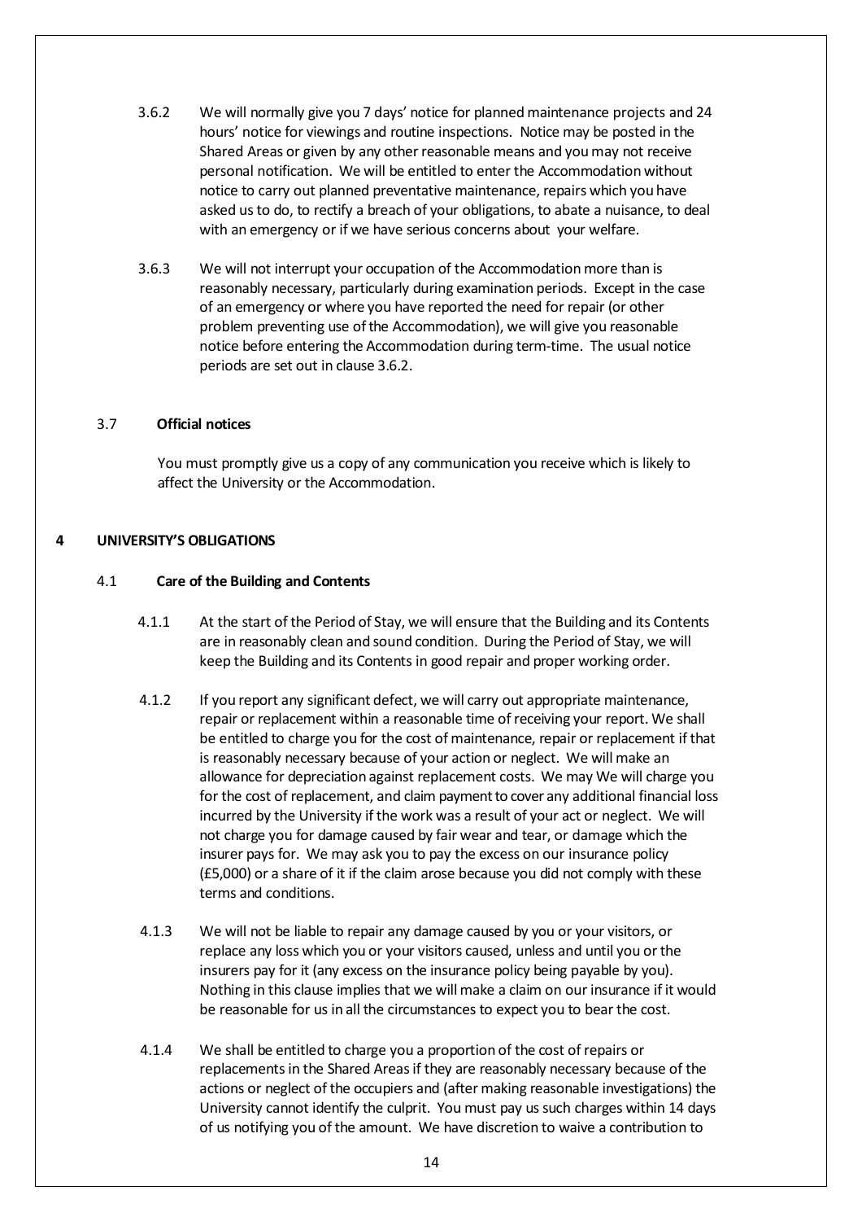3.6.2 We will normally give you 7 days' notice for planned maintenance projects and 24 hours' notice for viewings and routine inspections. Notice may be posted in the Shared Areas or given by any other reasonable means and you may not receive personal notification. We will be entitled to enter the Accommodation without notice to carry out planned preventative maintenance, repairs which you have asked us to do, to rectify a breach of your obligations, to abate a nuisance, to deal with an emergency or if we have serious concerns about your welfare.

3.6.3 We will not interrupt your occupation of the Accommodation more than is reasonably necessary, particularly during examination periods. Except in the case of an emergency or where you have reported the need for repair (or other problem preventing use of the Accommodation), we will give you reasonable notice before entering the Accommodation during term-time. The usual notice periods are set out in clause 3.6.2.

### 3.7 **Official notices**

You must promptly give us a copy of any communication you receive which is likely to affect the University or the Accommodation.

## 4 UNIVERSITY'S OBLIGATIONS

### 4.1 **Care of the Building and Contents**

4.1.1 At the start of the Period of Stay, we will ensure that the Building and its Contents are in reasonably clean and sound condition. During the Period of Stay, we will keep the Building and its Contents in good repair and proper working order.

4.1.2 If you report any significant defect, we will carry out appropriate maintenance, repair or replacement within a reasonable time of receiving your report. We shall be entitled to charge you for the cost of maintenance, repair or replacement if that is reasonably necessary because of your action or neglect. We will make an allowance for depreciation against replacement costs. We may We will charge you for the cost of replacement, and claim payment to cover any additional financial loss incurred by the University if the work was a result of your act or neglect. We will not charge you for damage caused by fair wear and tear, or damage which the insurer pays for. We may ask you to pay the excess on our insurance policy (£5,000) or a share of it if the claim arose because you did not comply with these terms and conditions.

4.1.3 We will not be liable to repair any damage caused by you or your visitors, or replace any loss which you or your visitors caused, unless and until you or the insurers pay for it (any excess on the insurance policy being payable by you). Nothing in this clause implies that we will make a claim on our insurance if it would be reasonable for us in all the circumstances to expect you to bear the cost.

4.1.4 We shall be entitled to charge you a proportion of the cost of repairs or replacements in the Shared Areas if they are reasonably necessary because of the actions or neglect of the occupiers and (after making reasonable investigations) the University cannot identify the culprit. You must pay us such charges within 14 days of us notifying you of the amount. We have discretion to waive a contribution to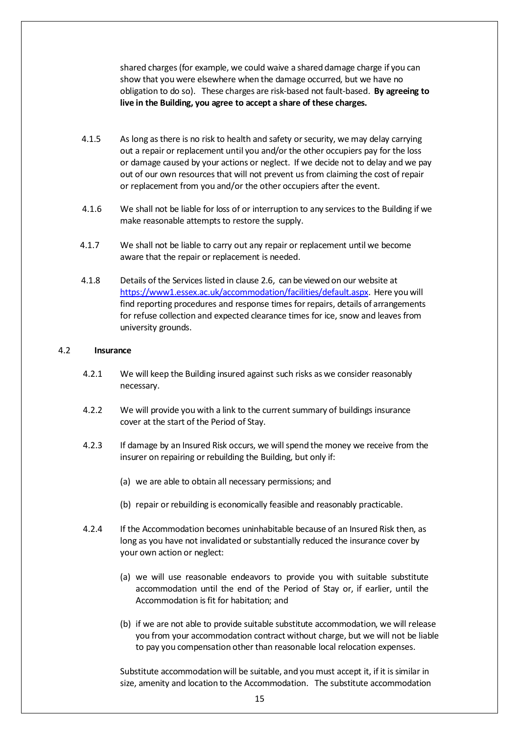shared charges (for example, we could waive a shared damage charge if you can show that you were elsewhere when the damage occurred, but we have no obligation to do so). These charges are risk-based not fault-based. **By agreeing to live in the Building, you agree to accept a share of these charges.**

4.1.5 As long as there is no risk to health and safety or security, we may delay carrying out a repair or replacement until you and/or the other occupiers pay for the loss or damage caused by your actions or neglect. If we decide not to delay and we pay out of our own resources that will not prevent us from claiming the cost of repair or replacement from you and/or the other occupiers after the event.

4.1.6 We shall not be liable for loss of or interruption to any services to the Building if we make reasonable attempts to restore the supply.

4.1.7 We shall not be liable to carry out any repair or replacement until we become aware that the repair or replacement is needed.

4.1.8 Details of the Services listed in clause 2.6, can be viewed on our website at [https://www1.essex.ac.uk/accommodation/facilities/default.aspx](https://www1.essex.ac.uk/accommodation/facilities/default.aspx). Here you will find reporting procedures and response times for repairs, details of arrangements for refuse collection and expected clearance times for ice, snow and leaves from university grounds.

4.2 **Insurance**

4.2.1 We will keep the Building insured against such risks as we consider reasonably necessary.

4.2.2 We will provide you with a link to the current summary of buildings insurance cover at the start of the Period of Stay.

4.2.3 If damage by an Insured Risk occurs, we will spend the money we receive from the insurer on repairing or rebuilding the Building, but only if:

(a) we are able to obtain all necessary permissions; and

(b) repair or rebuilding is economically feasible and reasonably practicable.

4.2.4 If the Accommodation becomes uninhabitable because of an Insured Risk then, as long as you have not invalidated or substantially reduced the insurance cover by your own action or neglect:

(a) we will use reasonable endeavors to provide you with suitable substitute accommodation until the end of the Period of Stay or, if earlier, until the Accommodation is fit for habitation; and

(b) if we are not able to provide suitable substitute accommodation, we will release you from your accommodation contract without charge, but we will not be liable to pay you compensation other than reasonable local relocation expenses.

Substitute accommodation will be suitable, and you must accept it, if it is similar in size, amenity and location to the Accommodation. The substitute accommodation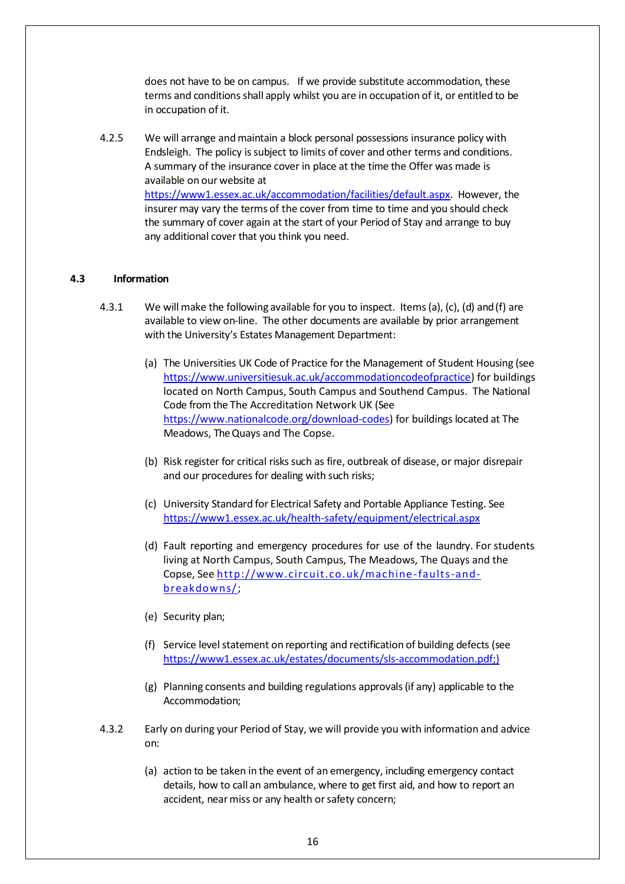does not have to be on campus. If we provide substitute accommodation, these terms and conditions shall apply whilst you are in occupation of it, or entitled to be in occupation of it.

4.2.5 We will arrange and maintain a block personal possessions insurance policy with Endsleigh. The policy is subject to limits of cover and other terms and conditions. A summary of the insurance cover in place at the time the Offer was made is available on our website at https://www1.essex.ac.uk/accommodation/facilities/default.aspx. However, the insurer may vary the terms of the cover from time to time and you should check the summary of cover again at the start of your Period of Stay and arrange to buy any additional cover that you think you need.

## 4.3 Information

4.3.1 We will make the following available for you to inspect. Items (a), (c), (d) and (f) are available to view on-line. The other documents are available by prior arrangement with the University's Estates Management Department:

(a) The Universities UK Code of Practice for the Management of Student Housing (see https://www.universitiesuk.ac.uk/accommodationcodeofpractice) for buildings located on North Campus, South Campus and Southend Campus. The National Code from the The Accreditation Network UK (See https://www.nationalcode.org/download-codes) for buildings located at The Meadows, The Quays and The Copse.

(b) Risk register for critical risks such as fire, outbreak of disease, or major disrepair and our procedures for dealing with such risks;

(c) University Standard for Electrical Safety and Portable Appliance Testing. See https://www1.essex.ac.uk/health-safety/equipment/electrical.aspx

(d) Fault reporting and emergency procedures for use of the laundry. For students living at North Campus, South Campus, The Meadows, The Quays and the Copse, See http://www.circuit.co.uk/machine-faults-and-breakdowns/;

(e) Security plan;

(f) Service level statement on reporting and rectification of building defects (see https://www1.essex.ac.uk/estates/documents/sls-accommodation.pdf;)

(g) Planning consents and building regulations approvals (if any) applicable to the Accommodation;

4.3.2 Early on during your Period of Stay, we will provide you with information and advice on:

(a) action to be taken in the event of an emergency, including emergency contact details, how to call an ambulance, where to get first aid, and how to report an accident, near miss or any health or safety concern;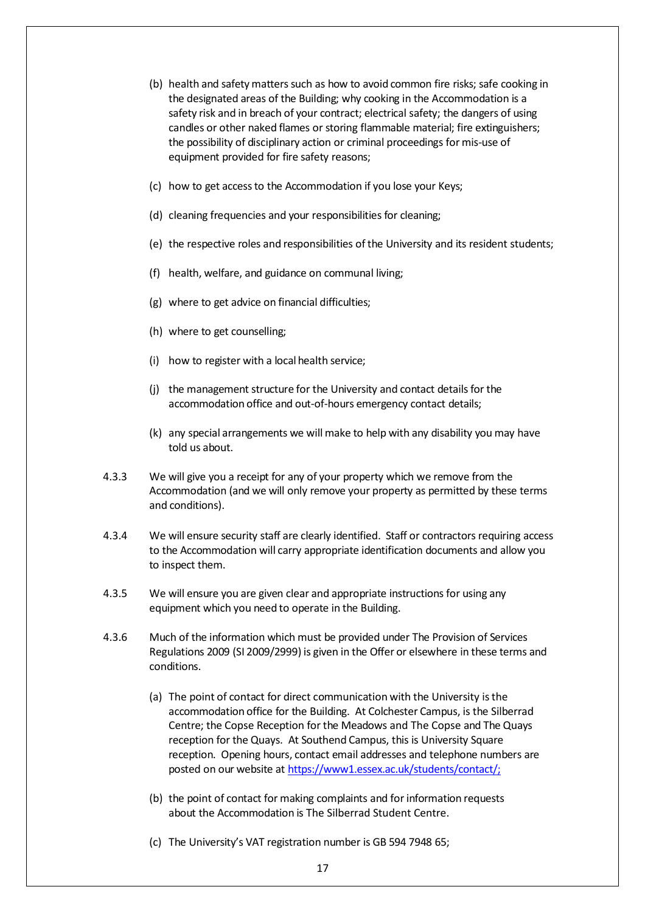(b) health and safety matters such as how to avoid common fire risks; safe cooking in the designated areas of the Building; why cooking in the Accommodation is a safety risk and in breach of your contract; electrical safety; the dangers of using candles or other naked flames or storing flammable material; fire extinguishers; the possibility of disciplinary action or criminal proceedings for mis-use of equipment provided for fire safety reasons;

(c) how to get access to the Accommodation if you lose your Keys;

(d) cleaning frequencies and your responsibilities for cleaning;

(e) the respective roles and responsibilities of the University and its resident students;

(f) health, welfare, and guidance on communal living;

(g) where to get advice on financial difficulties;

(h) where to get counselling;

(i) how to register with a local health service;

(j) the management structure for the University and contact details for the accommodation office and out-of-hours emergency contact details;

(k) any special arrangements we will make to help with any disability you may have told us about.

4.3.3 We will give you a receipt for any of your property which we remove from the Accommodation (and we will only remove your property as permitted by these terms and conditions).

4.3.4 We will ensure security staff are clearly identified. Staff or contractors requiring access to the Accommodation will carry appropriate identification documents and allow you to inspect them.

4.3.5 We will ensure you are given clear and appropriate instructions for using any equipment which you need to operate in the Building.

4.3.6 Much of the information which must be provided under The Provision of Services Regulations 2009 (SI 2009/2999) is given in the Offer or elsewhere in these terms and conditions.

(a) The point of contact for direct communication with the University is the accommodation office for the Building. At Colchester Campus, is the Silberrad Centre; the Copse Reception for the Meadows and The Copse and The Quays reception for the Quays. At Southend Campus, this is University Square reception. Opening hours, contact email addresses and telephone numbers are posted on our website at https://www1.essex.ac.uk/students/contact/;

(b) the point of contact for making complaints and for information requests about the Accommodation is The Silberrad Student Centre.

(c) The University's VAT registration number is GB 594 7948 65;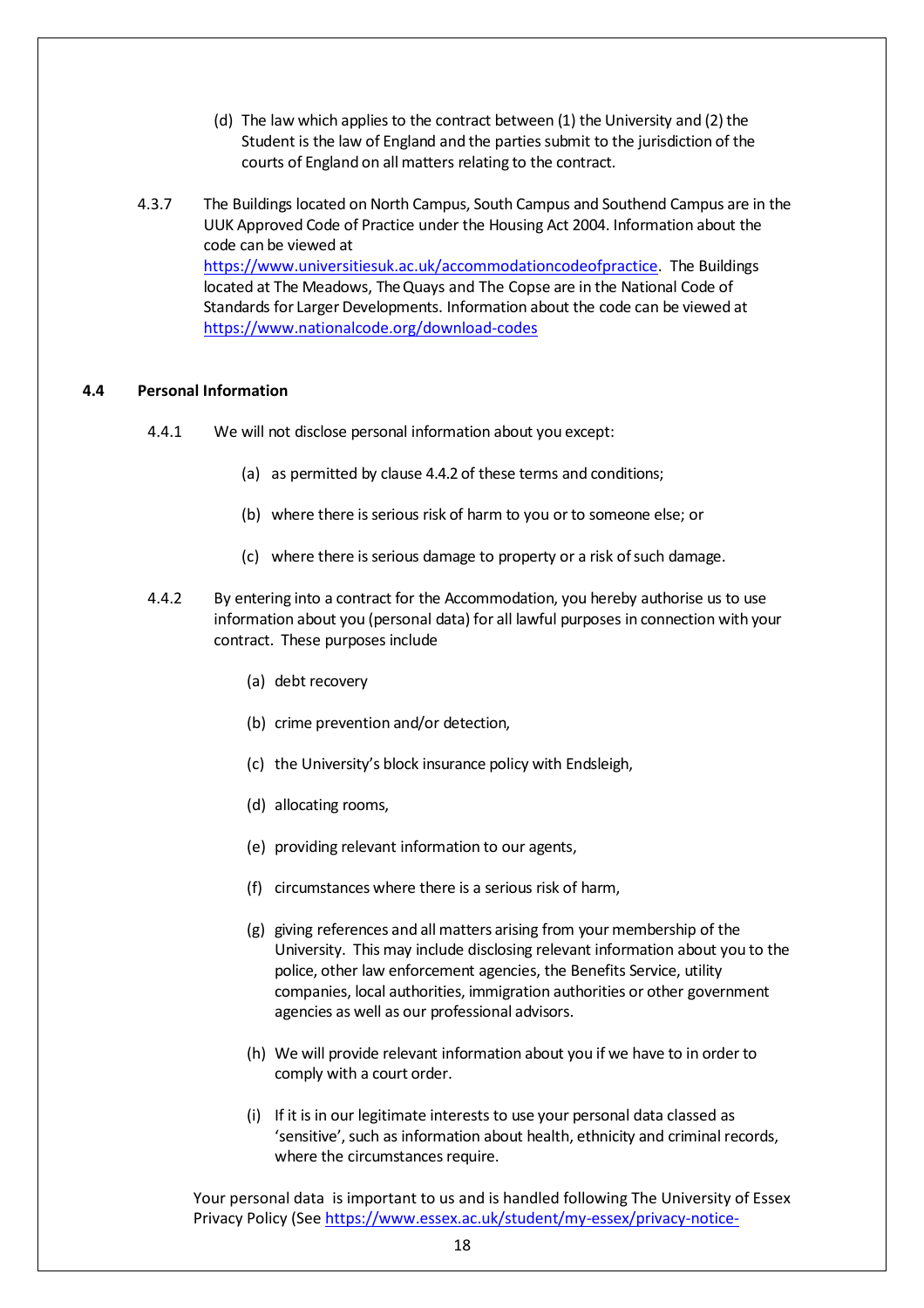(d) The law which applies to the contract between (1) the University and (2) the Student is the law of England and the parties submit to the jurisdiction of the courts of England on all matters relating to the contract.

4.3.7 The Buildings located on North Campus, South Campus and Southend Campus are in the UUK Approved Code of Practice under the Housing Act 2004. Information about the code can be viewed at https://www.universitiesuk.ac.uk/accommodationcodeofpractice. The Buildings located at The Meadows, The Quays and The Copse are in the National Code of Standards for Larger Developments. Information about the code can be viewed at https://www.nationalcode.org/download-codes

### 4.4 Personal Information

4.4.1 We will not disclose personal information about you except:

(a) as permitted by clause 4.4.2 of these terms and conditions;

(b) where there is serious risk of harm to you or to someone else; or

(c) where there is serious damage to property or a risk of such damage.

4.4.2 By entering into a contract for the Accommodation, you hereby authorise us to use information about you (personal data) for all lawful purposes in connection with your contract. These purposes include

(a) debt recovery

(b) crime prevention and/or detection,

(c) the University's block insurance policy with Endsleigh,

(d) allocating rooms,

(e) providing relevant information to our agents,

(f) circumstances where there is a serious risk of harm,

(g) giving references and all matters arising from your membership of the University. This may include disclosing relevant information about you to the police, other law enforcement agencies, the Benefits Service, utility companies, local authorities, immigration authorities or other government agencies as well as our professional advisors.

(h) We will provide relevant information about you if we have to in order to comply with a court order.

(i) If it is in our legitimate interests to use your personal data classed as 'sensitive', such as information about health, ethnicity and criminal records, where the circumstances require.

Your personal data is important to us and is handled following The University of Essex Privacy Policy (See https://www.essex.ac.uk/student/my-essex/privacy-notice-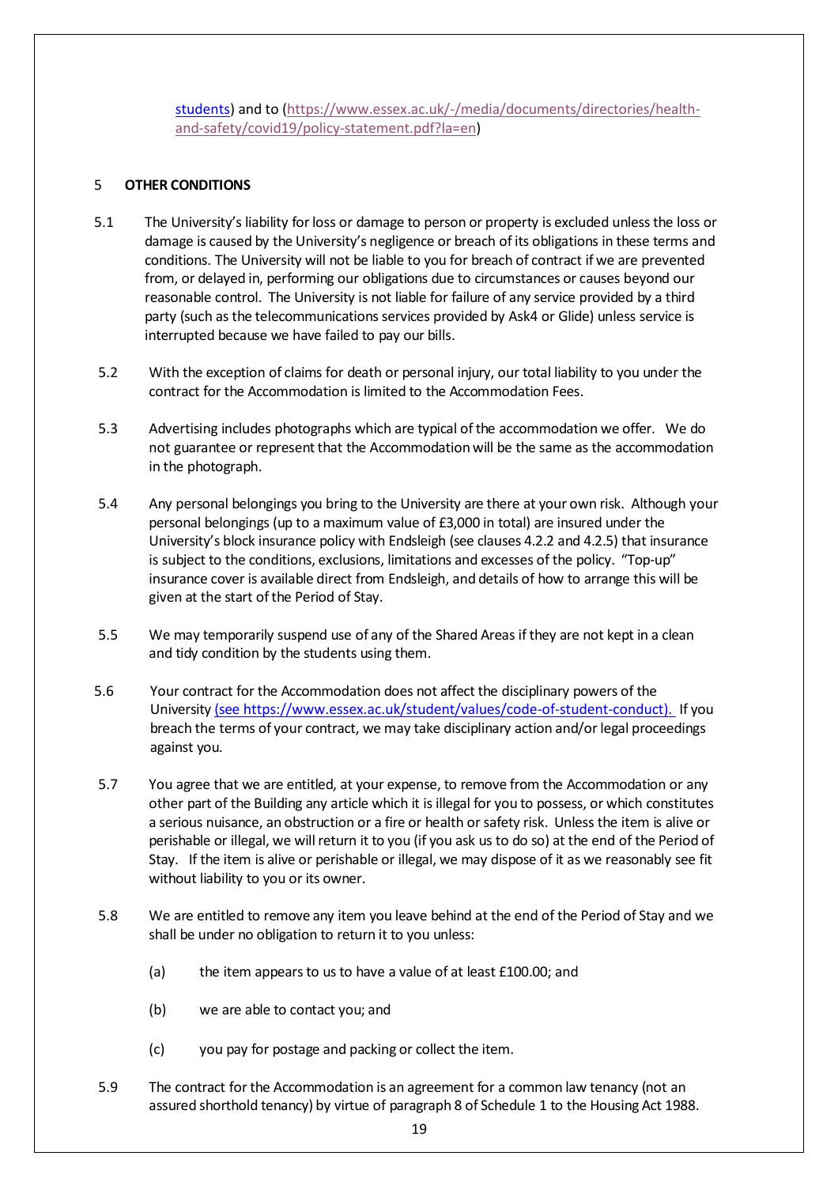[students](#)) and to ([https://www.essex.ac.uk/-/media/documents/directories/health-and-safety/covid19/policy-statement.pdf?la=en](https://www.essex.ac.uk/-/media/documents/directories/health-and-safety/covid19/policy-statement.pdf?la=en))

## 5 OTHER CONDITIONS

5.1 The University's liability for loss or damage to person or property is excluded unless the loss or damage is caused by the University's negligence or breach of its obligations in these terms and conditions. The University will not be liable to you for breach of contract if we are prevented from, or delayed in, performing our obligations due to circumstances or causes beyond our reasonable control. The University is not liable for failure of any service provided by a third party (such as the telecommunications services provided by Ask4 or Glide) unless service is interrupted because we have failed to pay our bills.

5.2 With the exception of claims for death or personal injury, our total liability to you under the contract for the Accommodation is limited to the Accommodation Fees.

5.3 Advertising includes photographs which are typical of the accommodation we offer. We do not guarantee or represent that the Accommodation will be the same as the accommodation in the photograph.

5.4 Any personal belongings you bring to the University are there at your own risk. Although your personal belongings (up to a maximum value of £3,000 in total) are insured under the University's block insurance policy with Endsleigh (see clauses 4.2.2 and 4.2.5) that insurance is subject to the conditions, exclusions, limitations and excesses of the policy. "Top-up" insurance cover is available direct from Endsleigh, and details of how to arrange this will be given at the start of the Period of Stay.

5.5 We may temporarily suspend use of any of the Shared Areas if they are not kept in a clean and tidy condition by the students using them.

5.6 Your contract for the Accommodation does not affect the disciplinary powers of the University [(see https://www.essex.ac.uk/student/values/code-of-student-conduct).](https://www.essex.ac.uk/student/values/code-of-student-conduct) If you breach the terms of your contract, we may take disciplinary action and/or legal proceedings against you.

5.7 You agree that we are entitled, at your expense, to remove from the Accommodation or any other part of the Building any article which it is illegal for you to possess, or which constitutes a serious nuisance, an obstruction or a fire or health or safety risk. Unless the item is alive or perishable or illegal, we will return it to you (if you ask us to do so) at the end of the Period of Stay. If the item is alive or perishable or illegal, we may dispose of it as we reasonably see fit without liability to you or its owner.

5.8 We are entitled to remove any item you leave behind at the end of the Period of Stay and we shall be under no obligation to return it to you unless:

(a) the item appears to us to have a value of at least £100.00; and

(b) we are able to contact you; and

(c) you pay for postage and packing or collect the item.

5.9 The contract for the Accommodation is an agreement for a common law tenancy (not an assured shorthold tenancy) by virtue of paragraph 8 of Schedule 1 to the Housing Act 1988.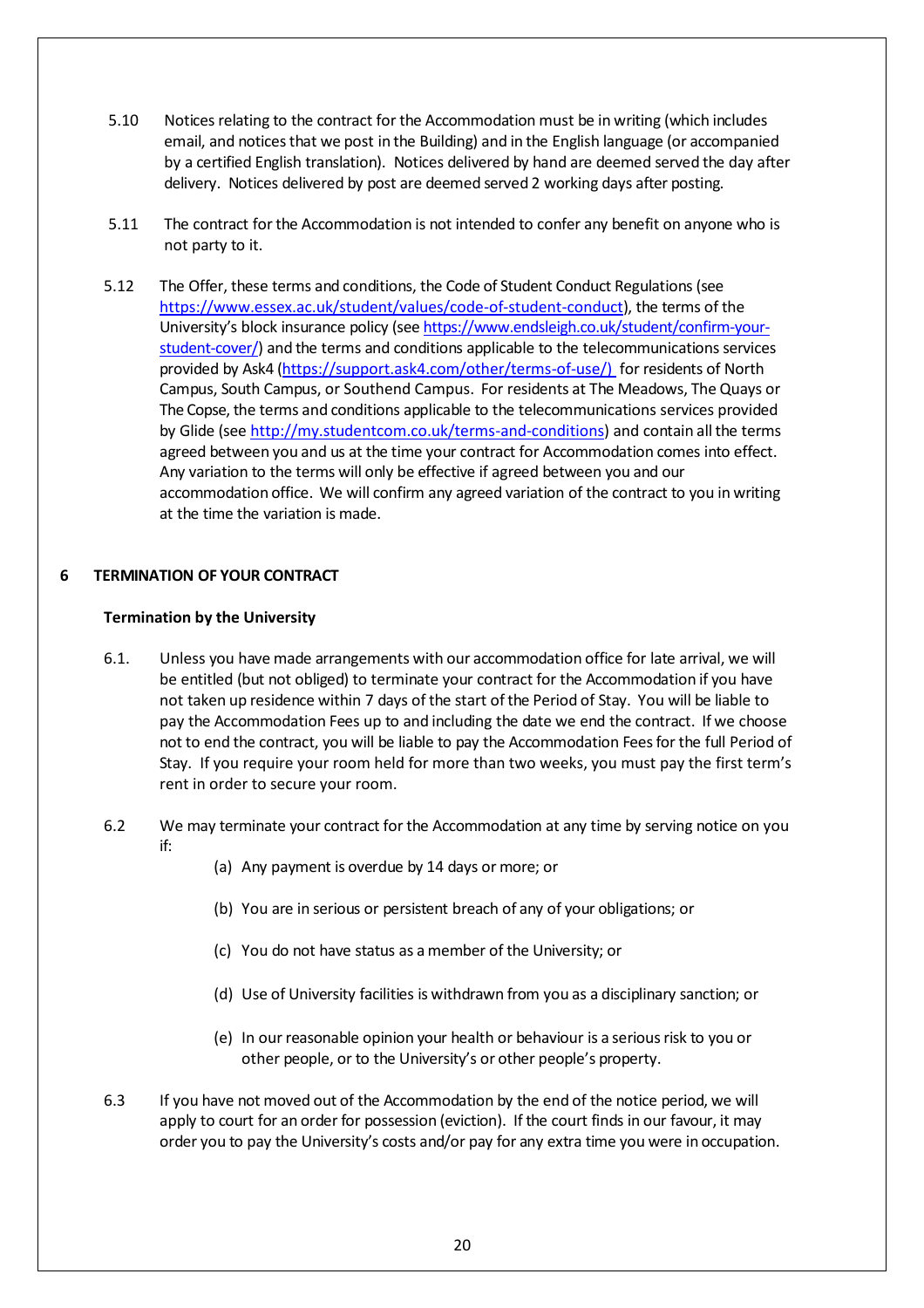5.10 Notices relating to the contract for the Accommodation must be in writing (which includes email, and notices that we post in the Building) and in the English language (or accompanied by a certified English translation). Notices delivered by hand are deemed served the day after delivery. Notices delivered by post are deemed served 2 working days after posting.

5.11 The contract for the Accommodation is not intended to confer any benefit on anyone who is not party to it.

5.12 The Offer, these terms and conditions, the Code of Student Conduct Regulations (see https://www.essex.ac.uk/student/values/code-of-student-conduct), the terms of the University's block insurance policy (see https://www.endsleigh.co.uk/student/confirm-your-student-cover/) and the terms and conditions applicable to the telecommunications services provided by Ask4 (https://support.ask4.com/other/terms-of-use/) for residents of North Campus, South Campus, or Southend Campus. For residents at The Meadows, The Quays or The Copse, the terms and conditions applicable to the telecommunications services provided by Glide (see http://my.studentcom.co.uk/terms-and-conditions) and contain all the terms agreed between you and us at the time your contract for Accommodation comes into effect. Any variation to the terms will only be effective if agreed between you and our accommodation office. We will confirm any agreed variation of the contract to you in writing at the time the variation is made.

## 6 TERMINATION OF YOUR CONTRACT

### Termination by the University

6.1. Unless you have made arrangements with our accommodation office for late arrival, we will be entitled (but not obliged) to terminate your contract for the Accommodation if you have not taken up residence within 7 days of the start of the Period of Stay. You will be liable to pay the Accommodation Fees up to and including the date we end the contract. If we choose not to end the contract, you will be liable to pay the Accommodation Fees for the full Period of Stay. If you require your room held for more than two weeks, you must pay the first term's rent in order to secure your room.

6.2 We may terminate your contract for the Accommodation at any time by serving notice on you if:

(a) Any payment is overdue by 14 days or more; or

(b) You are in serious or persistent breach of any of your obligations; or

(c) You do not have status as a member of the University; or

(d) Use of University facilities is withdrawn from you as a disciplinary sanction; or

(e) In our reasonable opinion your health or behaviour is a serious risk to you or other people, or to the University's or other people's property.

6.3 If you have not moved out of the Accommodation by the end of the notice period, we will apply to court for an order for possession (eviction). If the court finds in our favour, it may order you to pay the University's costs and/or pay for any extra time you were in occupation.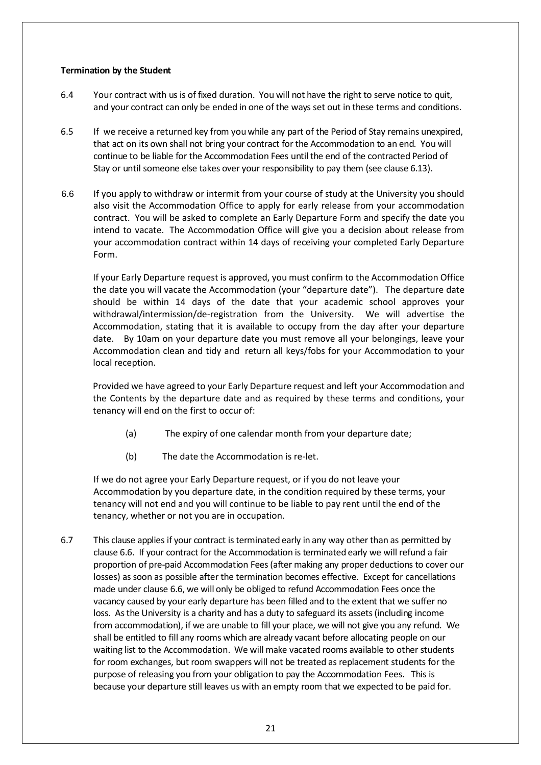**Termination by the Student**

6.4 Your contract with us is of fixed duration. You will not have the right to serve notice to quit, and your contract can only be ended in one of the ways set out in these terms and conditions.

6.5 If we receive a returned key from you while any part of the Period of Stay remains unexpired, that act on its own shall not bring your contract for the Accommodation to an end. You will continue to be liable for the Accommodation Fees until the end of the contracted Period of Stay or until someone else takes over your responsibility to pay them (see clause 6.13).

6.6 If you apply to withdraw or intermit from your course of study at the University you should also visit the Accommodation Office to apply for early release from your accommodation contract. You will be asked to complete an Early Departure Form and specify the date you intend to vacate. The Accommodation Office will give you a decision about release from your accommodation contract within 14 days of receiving your completed Early Departure Form.

If your Early Departure request is approved, you must confirm to the Accommodation Office the date you will vacate the Accommodation (your "departure date"). The departure date should be within 14 days of the date that your academic school approves your withdrawal/intermission/de-registration from the University. We will advertise the Accommodation, stating that it is available to occupy from the day after your departure date. By 10am on your departure date you must remove all your belongings, leave your Accommodation clean and tidy and return all keys/fobs for your Accommodation to your local reception.

Provided we have agreed to your Early Departure request and left your Accommodation and the Contents by the departure date and as required by these terms and conditions, your tenancy will end on the first to occur of:

(a) The expiry of one calendar month from your departure date;

(b) The date the Accommodation is re-let.

If we do not agree your Early Departure request, or if you do not leave your Accommodation by you departure date, in the condition required by these terms, your tenancy will not end and you will continue to be liable to pay rent until the end of the tenancy, whether or not you are in occupation.

6.7 This clause applies if your contract is terminated early in any way other than as permitted by clause 6.6. If your contract for the Accommodation is terminated early we will refund a fair proportion of pre-paid Accommodation Fees (after making any proper deductions to cover our losses) as soon as possible after the termination becomes effective. Except for cancellations made under clause 6.6, we will only be obliged to refund Accommodation Fees once the vacancy caused by your early departure has been filled and to the extent that we suffer no loss. As the University is a charity and has a duty to safeguard its assets (including income from accommodation), if we are unable to fill your place, we will not give you any refund. We shall be entitled to fill any rooms which are already vacant before allocating people on our waiting list to the Accommodation. We will make vacated rooms available to other students for room exchanges, but room swappers will not be treated as replacement students for the purpose of releasing you from your obligation to pay the Accommodation Fees. This is because your departure still leaves us with an empty room that we expected to be paid for.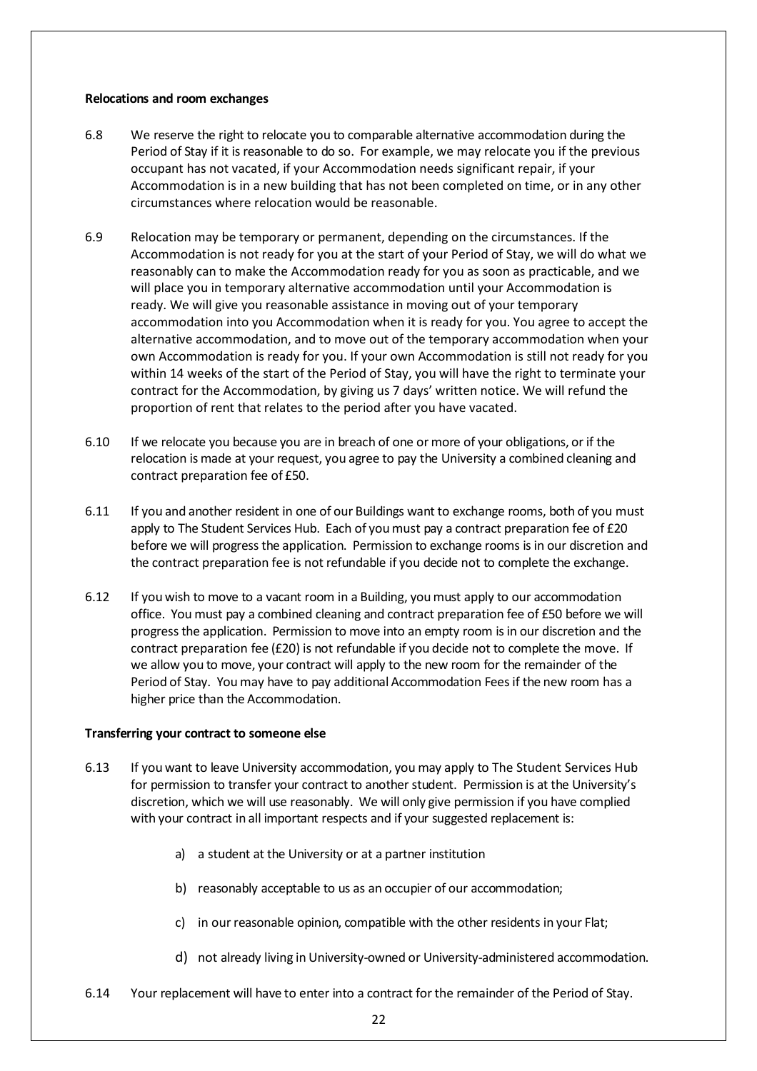**Relocations and room exchanges**

6.8 We reserve the right to relocate you to comparable alternative accommodation during the Period of Stay if it is reasonable to do so. For example, we may relocate you if the previous occupant has not vacated, if your Accommodation needs significant repair, if your Accommodation is in a new building that has not been completed on time, or in any other circumstances where relocation would be reasonable.

6.9 Relocation may be temporary or permanent, depending on the circumstances. If the Accommodation is not ready for you at the start of your Period of Stay, we will do what we reasonably can to make the Accommodation ready for you as soon as practicable, and we will place you in temporary alternative accommodation until your Accommodation is ready. We will give you reasonable assistance in moving out of your temporary accommodation into you Accommodation when it is ready for you. You agree to accept the alternative accommodation, and to move out of the temporary accommodation when your own Accommodation is ready for you. If your own Accommodation is still not ready for you within 14 weeks of the start of the Period of Stay, you will have the right to terminate your contract for the Accommodation, by giving us 7 days' written notice. We will refund the proportion of rent that relates to the period after you have vacated.

6.10 If we relocate you because you are in breach of one or more of your obligations, or if the relocation is made at your request, you agree to pay the University a combined cleaning and contract preparation fee of £50.

6.11 If you and another resident in one of our Buildings want to exchange rooms, both of you must apply to The Student Services Hub. Each of you must pay a contract preparation fee of £20 before we will progress the application. Permission to exchange rooms is in our discretion and the contract preparation fee is not refundable if you decide not to complete the exchange.

6.12 If you wish to move to a vacant room in a Building, you must apply to our accommodation office. You must pay a combined cleaning and contract preparation fee of £50 before we will progress the application. Permission to move into an empty room is in our discretion and the contract preparation fee (£20) is not refundable if you decide not to complete the move. If we allow you to move, your contract will apply to the new room for the remainder of the Period of Stay. You may have to pay additional Accommodation Fees if the new room has a higher price than the Accommodation.

**Transferring your contract to someone else**

6.13 If you want to leave University accommodation, you may apply to The Student Services Hub for permission to transfer your contract to another student. Permission is at the University's discretion, which we will use reasonably. We will only give permission if you have complied with your contract in all important respects and if your suggested replacement is:

a) a student at the University or at a partner institution

b) reasonably acceptable to us as an occupier of our accommodation;

c) in our reasonable opinion, compatible with the other residents in your Flat;

d) not already living in University-owned or University-administered accommodation.

6.14 Your replacement will have to enter into a contract for the remainder of the Period of Stay.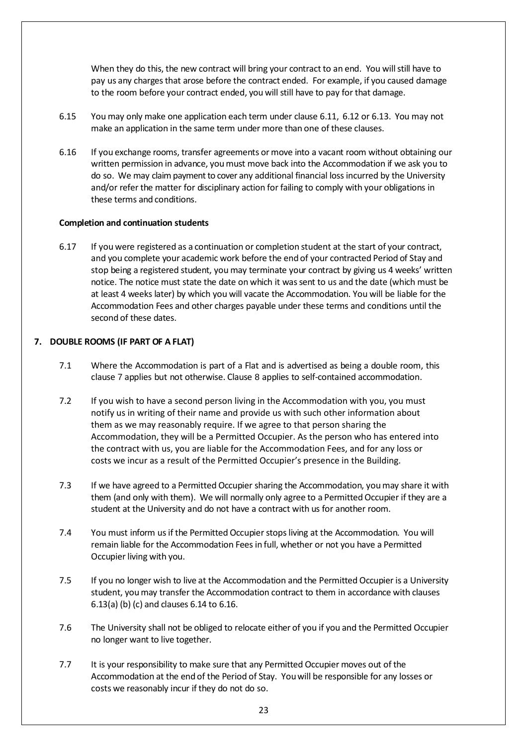When they do this, the new contract will bring your contract to an end. You will still have to pay us any charges that arose before the contract ended. For example, if you caused damage to the room before your contract ended, you will still have to pay for that damage.

6.15 You may only make one application each term under clause 6.11, 6.12 or 6.13. You may not make an application in the same term under more than one of these clauses.

6.16 If you exchange rooms, transfer agreements or move into a vacant room without obtaining our written permission in advance, you must move back into the Accommodation if we ask you to do so. We may claim payment to cover any additional financial loss incurred by the University and/or refer the matter for disciplinary action for failing to comply with your obligations in these terms and conditions.

**Completion and continuation students**

6.17 If you were registered as a continuation or completion student at the start of your contract, and you complete your academic work before the end of your contracted Period of Stay and stop being a registered student, you may terminate your contract by giving us 4 weeks' written notice. The notice must state the date on which it was sent to us and the date (which must be at least 4 weeks later) by which you will vacate the Accommodation. You will be liable for the Accommodation Fees and other charges payable under these terms and conditions until the second of these dates.

## 7. DOUBLE ROOMS (IF PART OF A FLAT)

7.1 Where the Accommodation is part of a Flat and is advertised as being a double room, this clause 7 applies but not otherwise. Clause 8 applies to self-contained accommodation.

7.2 If you wish to have a second person living in the Accommodation with you, you must notify us in writing of their name and provide us with such other information about them as we may reasonably require. If we agree to that person sharing the Accommodation, they will be a Permitted Occupier. As the person who has entered into the contract with us, you are liable for the Accommodation Fees, and for any loss or costs we incur as a result of the Permitted Occupier's presence in the Building.

7.3 If we have agreed to a Permitted Occupier sharing the Accommodation, you may share it with them (and only with them). We will normally only agree to a Permitted Occupier if they are a student at the University and do not have a contract with us for another room.

7.4 You must inform us if the Permitted Occupier stops living at the Accommodation. You will remain liable for the Accommodation Fees in full, whether or not you have a Permitted Occupier living with you.

7.5 If you no longer wish to live at the Accommodation and the Permitted Occupier is a University student, you may transfer the Accommodation contract to them in accordance with clauses 6.13(a) (b) (c) and clauses 6.14 to 6.16.

7.6 The University shall not be obliged to relocate either of you if you and the Permitted Occupier no longer want to live together.

7.7 It is your responsibility to make sure that any Permitted Occupier moves out of the Accommodation at the end of the Period of Stay. You will be responsible for any losses or costs we reasonably incur if they do not do so.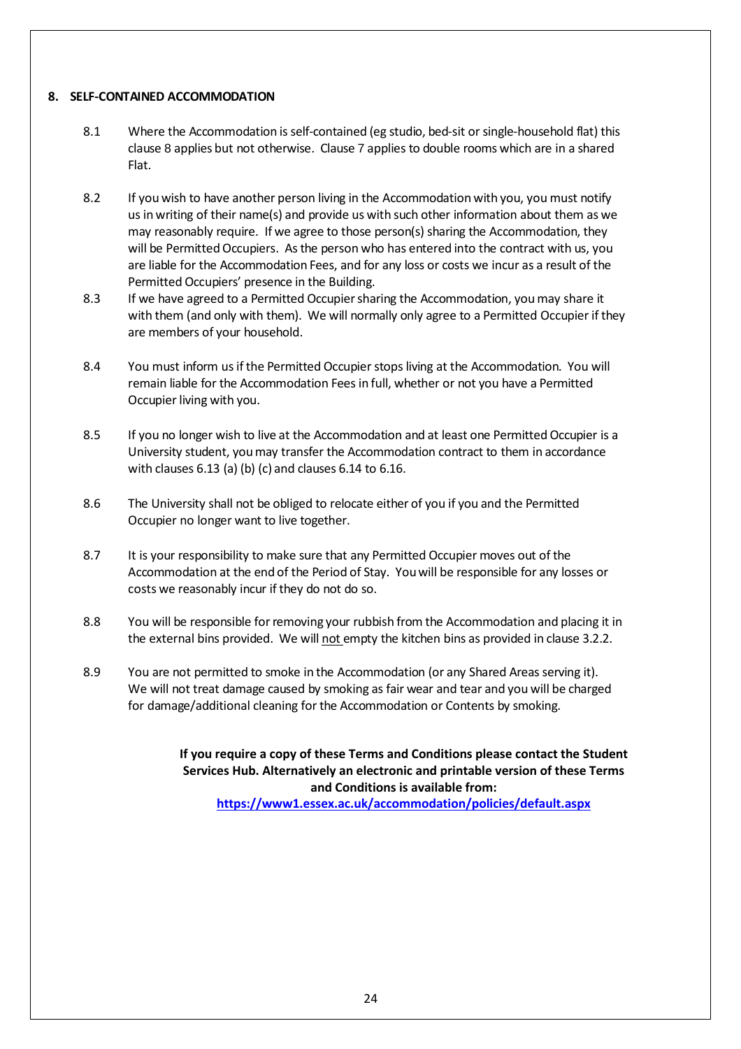## 8. SELF-CONTAINED ACCOMMODATION

8.1 Where the Accommodation is self-contained (eg studio, bed-sit or single-household flat) this clause 8 applies but not otherwise. Clause 7 applies to double rooms which are in a shared Flat.

8.2 If you wish to have another person living in the Accommodation with you, you must notify us in writing of their name(s) and provide us with such other information about them as we may reasonably require. If we agree to those person(s) sharing the Accommodation, they will be Permitted Occupiers. As the person who has entered into the contract with us, you are liable for the Accommodation Fees, and for any loss or costs we incur as a result of the Permitted Occupiers' presence in the Building.

8.3 If we have agreed to a Permitted Occupier sharing the Accommodation, you may share it with them (and only with them). We will normally only agree to a Permitted Occupier if they are members of your household.

8.4 You must inform us if the Permitted Occupier stops living at the Accommodation. You will remain liable for the Accommodation Fees in full, whether or not you have a Permitted Occupier living with you.

8.5 If you no longer wish to live at the Accommodation and at least one Permitted Occupier is a University student, you may transfer the Accommodation contract to them in accordance with clauses 6.13 (a) (b) (c) and clauses 6.14 to 6.16.

8.6 The University shall not be obliged to relocate either of you if you and the Permitted Occupier no longer want to live together.

8.7 It is your responsibility to make sure that any Permitted Occupier moves out of the Accommodation at the end of the Period of Stay. You will be responsible for any losses or costs we reasonably incur if they do not do so.

8.8 You will be responsible for removing your rubbish from the Accommodation and placing it in the external bins provided. We will <u>not</u> empty the kitchen bins as provided in clause 3.2.2.

8.9 You are not permitted to smoke in the Accommodation (or any Shared Areas serving it). We will not treat damage caused by smoking as fair wear and tear and you will be charged for damage/additional cleaning for the Accommodation or Contents by smoking.

**If you require a copy of these Terms and Conditions please contact the Student Services Hub. Alternatively an electronic and printable version of these Terms and Conditions is available from:**
**https://www1.essex.ac.uk/accommodation/policies/default.aspx**